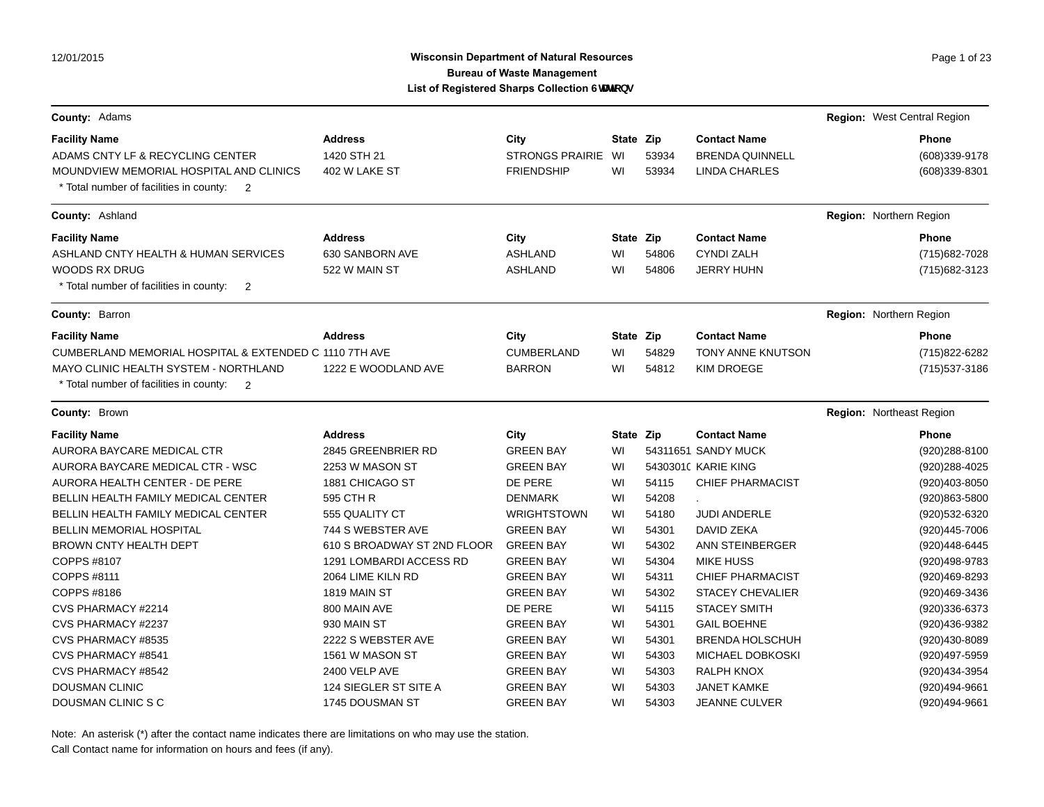# Wisconsin Department of Natural Resources

## Bureau of Waste Management

### List of Registered Sharps Collection Stations

**County:** Adams — **Region:** West Central Region

| Facility Name | Address | City | State | Zip | Contact Name | Phone |
|---|---|---|---|---|---|---|
| ADAMS CNTY LF & RECYCLING CENTER | 1420 STH 21 | STRONGS PRAIRIE | WI | 53934 | BRENDA QUINNELL | (608)339-9178 |
| MOUNDVIEW MEMORIAL HOSPITAL AND CLINICS | 402 W LAKE ST | FRIENDSHIP | WI | 53934 | LINDA CHARLES | (608)339-8301 |

\* Total number of facilities in county: 2

**County:** Ashland — **Region:** Northern Region

| Facility Name | Address | City | State | Zip | Contact Name | Phone |
|---|---|---|---|---|---|---|
| ASHLAND CNTY HEALTH & HUMAN SERVICES | 630 SANBORN AVE | ASHLAND | WI | 54806 | CYNDI ZALH | (715)682-7028 |
| WOODS RX DRUG | 522 W MAIN ST | ASHLAND | WI | 54806 | JERRY HUHN | (715)682-3123 |

\* Total number of facilities in county: 2

**County:** Barron — **Region:** Northern Region

| Facility Name | Address | City | State | Zip | Contact Name | Phone |
|---|---|---|---|---|---|---|
| CUMBERLAND MEMORIAL HOSPITAL & EXTENDED C | 1110 7TH AVE | CUMBERLAND | WI | 54829 | TONY ANNE KNUTSON | (715)822-6282 |
| MAYO CLINIC HEALTH SYSTEM - NORTHLAND | 1222 E WOODLAND AVE | BARRON | WI | 54812 | KIM DROEGE | (715)537-3186 |

\* Total number of facilities in county: 2

**County:** Brown — **Region:** Northeast Region

| Facility Name | Address | City | State | Zip | Contact Name | Phone |
|---|---|---|---|---|---|---|
| AURORA BAYCARE MEDICAL CTR | 2845 GREENBRIER RD | GREEN BAY | WI | 54311651 | SANDY MUCK | (920)288-8100 |
| AURORA BAYCARE MEDICAL CTR - WSC | 2253 W MASON ST | GREEN BAY | WI | 54303010 | KARIE KING | (920)288-4025 |
| AURORA HEALTH CENTER - DE PERE | 1881 CHICAGO ST | DE PERE | WI | 54115 | CHIEF PHARMACIST | (920)403-8050 |
| BELLIN HEALTH FAMILY MEDICAL CENTER | 595 CTH R | DENMARK | WI | 54208 | . | (920)863-5800 |
| BELLIN HEALTH FAMILY MEDICAL CENTER | 555 QUALITY CT | WRIGHTSTOWN | WI | 54180 | JUDI ANDERLE | (920)532-6320 |
| BELLIN MEMORIAL HOSPITAL | 744 S WEBSTER AVE | GREEN BAY | WI | 54301 | DAVID ZEKA | (920)445-7006 |
| BROWN CNTY HEALTH DEPT | 610 S BROADWAY ST 2ND FLOOR | GREEN BAY | WI | 54302 | ANN STEINBERGER | (920)448-6445 |
| COPPS #8107 | 1291 LOMBARDI ACCESS RD | GREEN BAY | WI | 54304 | MIKE HUSS | (920)498-9783 |
| COPPS #8111 | 2064 LIME KILN RD | GREEN BAY | WI | 54311 | CHIEF PHARMACIST | (920)469-8293 |
| COPPS #8186 | 1819 MAIN ST | GREEN BAY | WI | 54302 | STACEY CHEVALIER | (920)469-3436 |
| CVS PHARMACY #2214 | 800 MAIN AVE | DE PERE | WI | 54115 | STACEY SMITH | (920)336-6373 |
| CVS PHARMACY #2237 | 930 MAIN ST | GREEN BAY | WI | 54301 | GAIL BOEHNE | (920)436-9382 |
| CVS PHARMACY #8535 | 2222 S WEBSTER AVE | GREEN BAY | WI | 54301 | BRENDA HOLSCHUH | (920)430-8089 |
| CVS PHARMACY #8541 | 1561 W MASON ST | GREEN BAY | WI | 54303 | MICHAEL DOBKOSKI | (920)497-5959 |
| CVS PHARMACY #8542 | 2400 VELP AVE | GREEN BAY | WI | 54303 | RALPH KNOX | (920)434-3954 |
| DOUSMAN CLINIC | 124 SIEGLER ST SITE A | GREEN BAY | WI | 54303 | JANET KAMKE | (920)494-9661 |
| DOUSMAN CLINIC S C | 1745 DOUSMAN ST | GREEN BAY | WI | 54303 | JEANNE CULVER | (920)494-9661 |

Note: An asterisk (*) after the contact name indicates there are limitations on who may use the station.
Call Contact name for information on hours and fees (if any).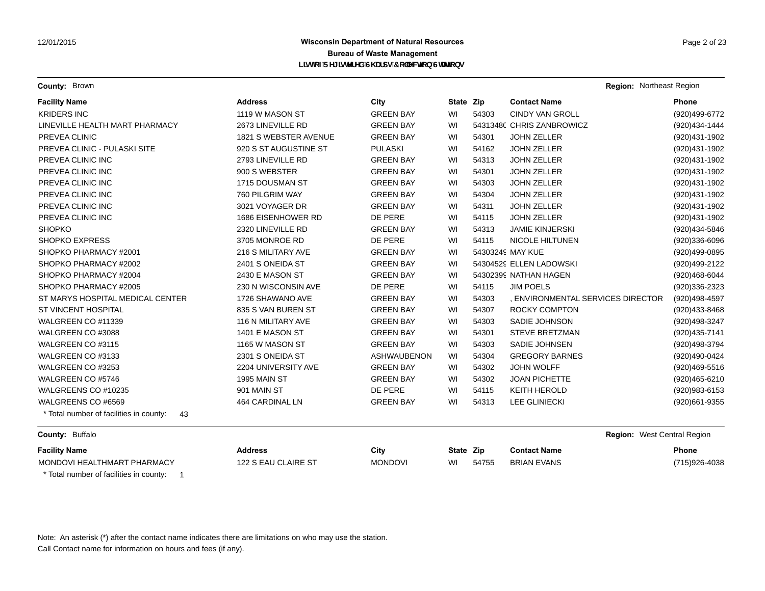**County:** Brown | **Region:** Northeast Region

| Facility Name | Address | City | State | Zip | Contact Name | Phone |
|---|---|---|---|---|---|---|
| KRIDERS INC | 1119 W MASON ST | GREEN BAY | WI | 54303 | CINDY VAN GROLL | (920)499-6772 |
| LINEVILLE HEALTH MART PHARMACY | 2673 LINEVILLE RD | GREEN BAY | WI | 54313480 | CHRIS ZANBROWICZ | (920)434-1444 |
| PREVEA CLINIC | 1821 S WEBSTER AVENUE | GREEN BAY | WI | 54301 | JOHN ZELLER | (920)431-1902 |
| PREVEA CLINIC - PULASKI SITE | 920 S ST AUGUSTINE ST | PULASKI | WI | 54162 | JOHN ZELLER | (920)431-1902 |
| PREVEA CLINIC INC | 2793 LINEVILLE RD | GREEN BAY | WI | 54313 | JOHN ZELLER | (920)431-1902 |
| PREVEA CLINIC INC | 900 S WEBSTER | GREEN BAY | WI | 54301 | JOHN ZELLER | (920)431-1902 |
| PREVEA CLINIC INC | 1715 DOUSMAN ST | GREEN BAY | WI | 54303 | JOHN ZELLER | (920)431-1902 |
| PREVEA CLINIC INC | 760 PILGRIM WAY | GREEN BAY | WI | 54304 | JOHN ZELLER | (920)431-1902 |
| PREVEA CLINIC INC | 3021 VOYAGER DR | GREEN BAY | WI | 54311 | JOHN ZELLER | (920)431-1902 |
| PREVEA CLINIC INC | 1686 EISENHOWER RD | DE PERE | WI | 54115 | JOHN ZELLER | (920)431-1902 |
| SHOPKO | 2320 LINEVILLE RD | GREEN BAY | WI | 54313 | JAMIE KINJERSKI | (920)434-5846 |
| SHOPKO EXPRESS | 3705 MONROE RD | DE PERE | WI | 54115 | NICOLE HILTUNEN | (920)336-6096 |
| SHOPKO PHARMACY #2001 | 216 S MILITARY AVE | GREEN BAY | WI | 54303249 | MAY KUE | (920)499-0895 |
| SHOPKO PHARMACY #2002 | 2401 S ONEIDA ST | GREEN BAY | WI | 54304529 | ELLEN LADOWSKI | (920)499-2122 |
| SHOPKO PHARMACY #2004 | 2430 E MASON ST | GREEN BAY | WI | 54302399 | NATHAN HAGEN | (920)468-6044 |
| SHOPKO PHARMACY #2005 | 230 N WISCONSIN AVE | DE PERE | WI | 54115 | JIM POELS | (920)336-2323 |
| ST MARYS HOSPITAL MEDICAL CENTER | 1726 SHAWANO AVE | GREEN BAY | WI | 54303 | , ENVIRONMENTAL SERVICES DIRECTOR | (920)498-4597 |
| ST VINCENT HOSPITAL | 835 S VAN BUREN ST | GREEN BAY | WI | 54307 | ROCKY COMPTON | (920)433-8468 |
| WALGREEN CO #11339 | 116 N MILITARY AVE | GREEN BAY | WI | 54303 | SADIE JOHNSON | (920)498-3247 |
| WALGREEN CO #3088 | 1401 E MASON ST | GREEN BAY | WI | 54301 | STEVE BRETZMAN | (920)435-7141 |
| WALGREEN CO #3115 | 1165 W MASON ST | GREEN BAY | WI | 54303 | SADIE JOHNSEN | (920)498-3794 |
| WALGREEN CO #3133 | 2301 S ONEIDA ST | ASHWAUBENON | WI | 54304 | GREGORY BARNES | (920)490-0424 |
| WALGREEN CO #3253 | 2204 UNIVERSITY AVE | GREEN BAY | WI | 54302 | JOHN WOLFF | (920)469-5516 |
| WALGREEN CO #5746 | 1995 MAIN ST | GREEN BAY | WI | 54302 | JOAN PICHETTE | (920)465-6210 |
| WALGREENS CO #10235 | 901 MAIN ST | DE PERE | WI | 54115 | KEITH HEROLD | (920)983-6153 |
| WALGREENS CO #6569 | 464 CARDINAL LN | GREEN BAY | WI | 54313 | LEE GLINIECKI | (920)661-9355 |

* Total number of facilities in county: 43

**County:** Buffalo | **Region:** West Central Region

| Facility Name | Address | City | State | Zip | Contact Name | Phone |
|---|---|---|---|---|---|---|
| MONDOVI HEALTHMART PHARMACY | 122 S EAU CLAIRE ST | MONDOVI | WI | 54755 | BRIAN EVANS | (715)926-4038 |

* Total number of facilities in county: 1

Note: An asterisk (*) after the contact name indicates there are limitations on who may use the station.
Call Contact name for information on hours and fees (if any).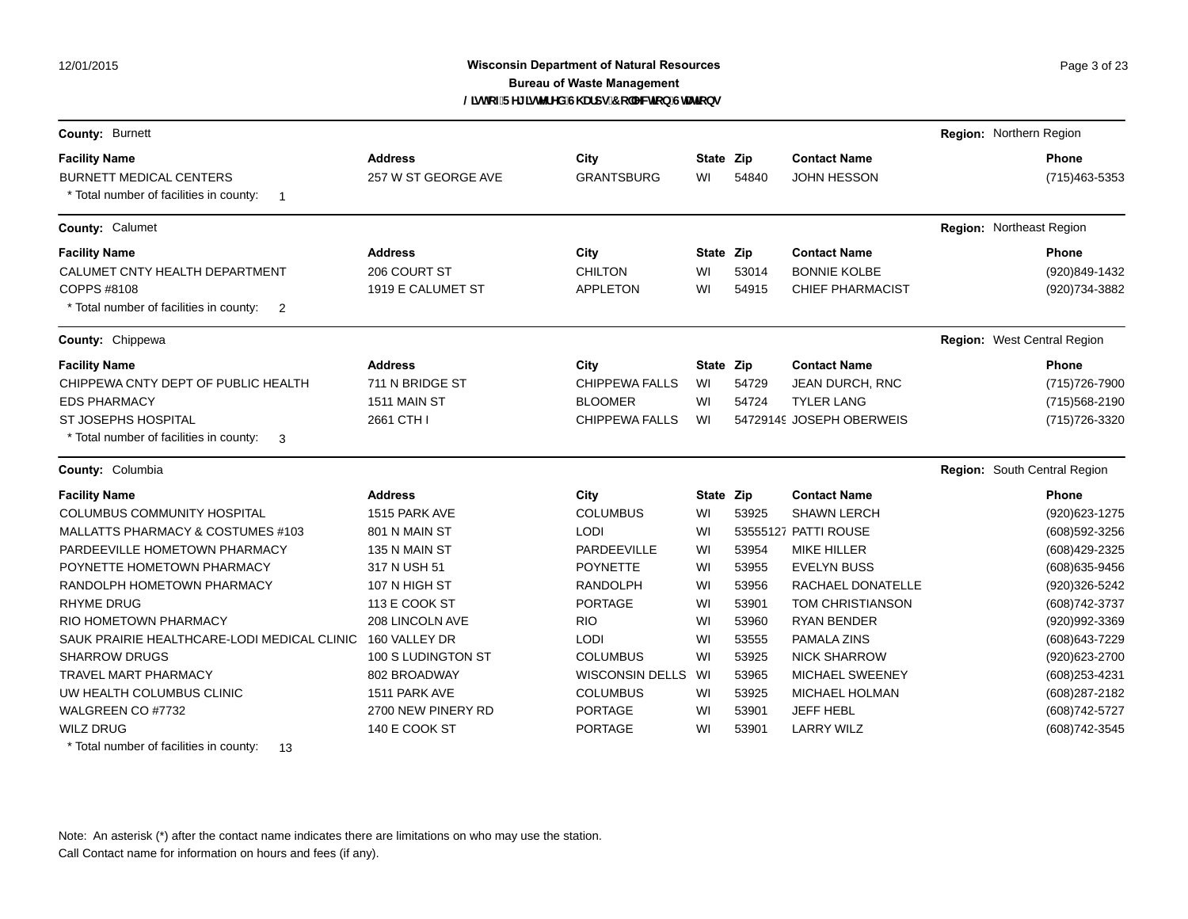**Wisconsin Department of Natural Resources**
**Bureau of Waste Management**
**List of Registered Sharps Collection Stations**

**County:** Burnett — **Region:** Northern Region

| Facility Name | Address | City | State | Zip | Contact Name | Phone |
|---|---|---|---|---|---|---|
| BURNETT MEDICAL CENTERS | 257 W ST GEORGE AVE | GRANTSBURG | WI | 54840 | JOHN HESSON | (715)463-5353 |

\* Total number of facilities in county: 1

**County:** Calumet — **Region:** Northeast Region

| Facility Name | Address | City | State | Zip | Contact Name | Phone |
|---|---|---|---|---|---|---|
| CALUMET CNTY HEALTH DEPARTMENT | 206 COURT ST | CHILTON | WI | 53014 | BONNIE KOLBE | (920)849-1432 |
| COPPS #8108 | 1919 E CALUMET ST | APPLETON | WI | 54915 | CHIEF PHARMACIST | (920)734-3882 |

\* Total number of facilities in county: 2

**County:** Chippewa — **Region:** West Central Region

| Facility Name | Address | City | State | Zip | Contact Name | Phone |
|---|---|---|---|---|---|---|
| CHIPPEWA CNTY DEPT OF PUBLIC HEALTH | 711 N BRIDGE ST | CHIPPEWA FALLS | WI | 54729 | JEAN DURCH, RNC | (715)726-7900 |
| EDS PHARMACY | 1511 MAIN ST | BLOOMER | WI | 54724 | TYLER LANG | (715)568-2190 |
| ST JOSEPHS HOSPITAL | 2661 CTH I | CHIPPEWA FALLS | WI | 54729149 | JOSEPH OBERWEIS | (715)726-3320 |

\* Total number of facilities in county: 3

**County:** Columbia — **Region:** South Central Region

| Facility Name | Address | City | State | Zip | Contact Name | Phone |
|---|---|---|---|---|---|---|
| COLUMBUS COMMUNITY HOSPITAL | 1515 PARK AVE | COLUMBUS | WI | 53925 | SHAWN LERCH | (920)623-1275 |
| MALLATTS PHARMACY & COSTUMES #103 | 801 N MAIN ST | LODI | WI | 53555127 | PATTI ROUSE | (608)592-3256 |
| PARDEEVILLE HOMETOWN PHARMACY | 135 N MAIN ST | PARDEEVILLE | WI | 53954 | MIKE HILLER | (608)429-2325 |
| POYNETTE HOMETOWN PHARMACY | 317 N USH 51 | POYNETTE | WI | 53955 | EVELYN BUSS | (608)635-9456 |
| RANDOLPH HOMETOWN PHARMACY | 107 N HIGH ST | RANDOLPH | WI | 53956 | RACHAEL DONATELLE | (920)326-5242 |
| RHYME DRUG | 113 E COOK ST | PORTAGE | WI | 53901 | TOM CHRISTIANSON | (608)742-3737 |
| RIO HOMETOWN PHARMACY | 208 LINCOLN AVE | RIO | WI | 53960 | RYAN BENDER | (920)992-3369 |
| SAUK PRAIRIE HEALTHCARE-LODI MEDICAL CLINIC | 160 VALLEY DR | LODI | WI | 53555 | PAMALA ZINS | (608)643-7229 |
| SHARROW DRUGS | 100 S LUDINGTON ST | COLUMBUS | WI | 53925 | NICK SHARROW | (920)623-2700 |
| TRAVEL MART PHARMACY | 802 BROADWAY | WISCONSIN DELLS | WI | 53965 | MICHAEL SWEENEY | (608)253-4231 |
| UW HEALTH COLUMBUS CLINIC | 1511 PARK AVE | COLUMBUS | WI | 53925 | MICHAEL HOLMAN | (608)287-2182 |
| WALGREEN CO #7732 | 2700 NEW PINERY RD | PORTAGE | WI | 53901 | JEFF HEBL | (608)742-5727 |
| WILZ DRUG | 140 E COOK ST | PORTAGE | WI | 53901 | LARRY WILZ | (608)742-3545 |

\* Total number of facilities in county: 13

Note: An asterisk (*) after the contact name indicates there are limitations on who may use the station.
Call Contact name for information on hours and fees (if any).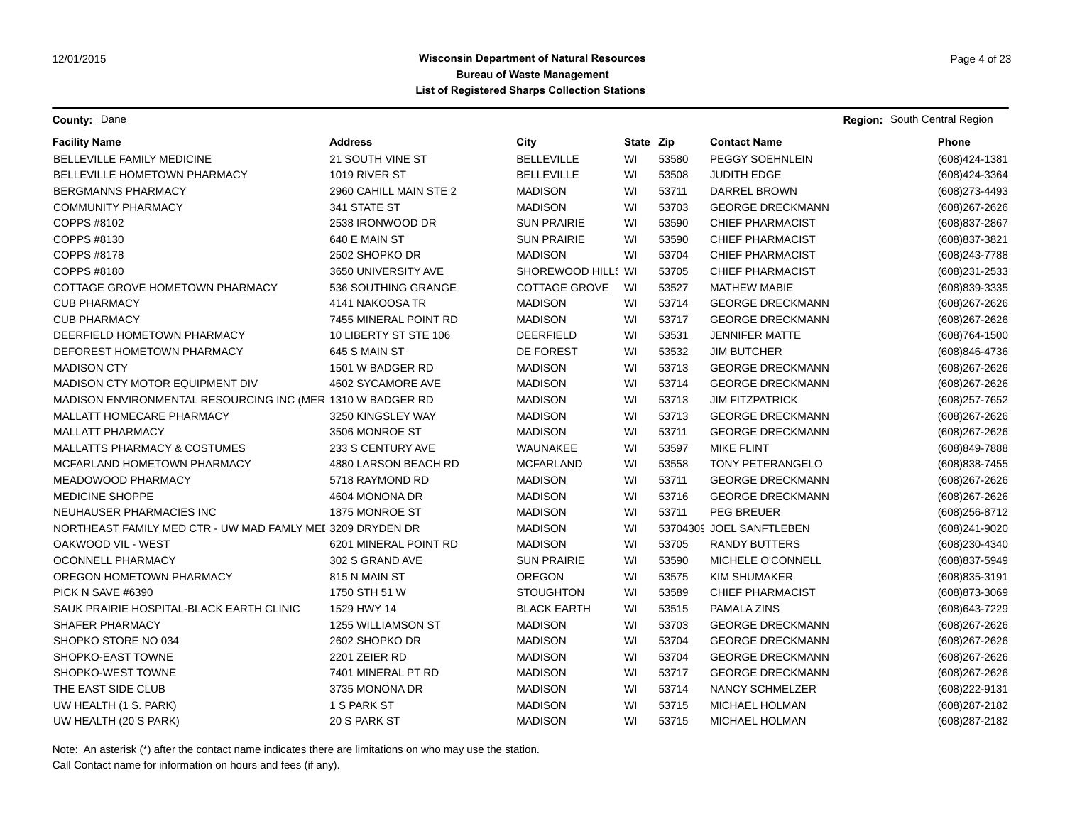**Wisconsin Department of Natural Resources**
**Bureau of Waste Management**
**List of Registered Sharps Collection Stations**

**County:** Dane **Region:** South Central Region

| Facility Name | Address | City | State | Zip | Contact Name | Phone |
|---|---|---|---|---|---|---|
| BELLEVILLE FAMILY MEDICINE | 21 SOUTH VINE ST | BELLEVILLE | WI | 53580 | PEGGY SOEHNLEIN | (608)424-1381 |
| BELLEVILLE HOMETOWN PHARMACY | 1019 RIVER ST | BELLEVILLE | WI | 53508 | JUDITH EDGE | (608)424-3364 |
| BERGMANNS PHARMACY | 2960 CAHILL MAIN STE 2 | MADISON | WI | 53711 | DARREL BROWN | (608)273-4493 |
| COMMUNITY PHARMACY | 341 STATE ST | MADISON | WI | 53703 | GEORGE DRECKMANN | (608)267-2626 |
| COPPS #8102 | 2538 IRONWOOD DR | SUN PRAIRIE | WI | 53590 | CHIEF PHARMACIST | (608)837-2867 |
| COPPS #8130 | 640 E MAIN ST | SUN PRAIRIE | WI | 53590 | CHIEF PHARMACIST | (608)837-3821 |
| COPPS #8178 | 2502 SHOPKO DR | MADISON | WI | 53704 | CHIEF PHARMACIST | (608)243-7788 |
| COPPS #8180 | 3650 UNIVERSITY AVE | SHOREWOOD HILLS | WI | 53705 | CHIEF PHARMACIST | (608)231-2533 |
| COTTAGE GROVE HOMETOWN PHARMACY | 536 SOUTHING GRANGE | COTTAGE GROVE | WI | 53527 | MATHEW MABIE | (608)839-3335 |
| CUB PHARMACY | 4141 NAKOOSA TR | MADISON | WI | 53714 | GEORGE DRECKMANN | (608)267-2626 |
| CUB PHARMACY | 7455 MINERAL POINT RD | MADISON | WI | 53717 | GEORGE DRECKMANN | (608)267-2626 |
| DEERFIELD HOMETOWN PHARMACY | 10 LIBERTY ST STE 106 | DEERFIELD | WI | 53531 | JENNIFER MATTE | (608)764-1500 |
| DEFOREST HOMETOWN PHARMACY | 645 S MAIN ST | DE FOREST | WI | 53532 | JIM BUTCHER | (608)846-4736 |
| MADISON CTY | 1501 W BADGER RD | MADISON | WI | 53713 | GEORGE DRECKMANN | (608)267-2626 |
| MADISON CTY MOTOR EQUIPMENT DIV | 4602 SYCAMORE AVE | MADISON | WI | 53714 | GEORGE DRECKMANN | (608)267-2626 |
| MADISON ENVIRONMENTAL RESOURCING INC (MER | 1310 W BADGER RD | MADISON | WI | 53713 | JIM FITZPATRICK | (608)257-7652 |
| MALLATT HOMECARE PHARMACY | 3250 KINGSLEY WAY | MADISON | WI | 53713 | GEORGE DRECKMANN | (608)267-2626 |
| MALLATT PHARMACY | 3506 MONROE ST | MADISON | WI | 53711 | GEORGE DRECKMANN | (608)267-2626 |
| MALLATTS PHARMACY & COSTUMES | 233 S CENTURY AVE | WAUNAKEE | WI | 53597 | MIKE FLINT | (608)849-7888 |
| MCFARLAND HOMETOWN PHARMACY | 4880 LARSON BEACH RD | MCFARLAND | WI | 53558 | TONY PETERANGELO | (608)838-7455 |
| MEADOWOOD PHARMACY | 5718 RAYMOND RD | MADISON | WI | 53711 | GEORGE DRECKMANN | (608)267-2626 |
| MEDICINE SHOPPE | 4604 MONONA DR | MADISON | WI | 53716 | GEORGE DRECKMANN | (608)267-2626 |
| NEUHAUSER PHARMACIES INC | 1875 MONROE ST | MADISON | WI | 53711 | PEG BREUER | (608)256-8712 |
| NORTHEAST FAMILY MED CTR - UW MAD FAMLY MED | 3209 DRYDEN DR | MADISON | WI | 53704309 | JOEL SANFTLEBEN | (608)241-9020 |
| OAKWOOD VIL - WEST | 6201 MINERAL POINT RD | MADISON | WI | 53705 | RANDY BUTTERS | (608)230-4340 |
| OCONNELL PHARMACY | 302 S GRAND AVE | SUN PRAIRIE | WI | 53590 | MICHELE O'CONNELL | (608)837-5949 |
| OREGON HOMETOWN PHARMACY | 815 N MAIN ST | OREGON | WI | 53575 | KIM SHUMAKER | (608)835-3191 |
| PICK N SAVE #6390 | 1750 STH 51 W | STOUGHTON | WI | 53589 | CHIEF PHARMACIST | (608)873-3069 |
| SAUK PRAIRIE HOSPITAL-BLACK EARTH CLINIC | 1529 HWY 14 | BLACK EARTH | WI | 53515 | PAMALA ZINS | (608)643-7229 |
| SHAFER PHARMACY | 1255 WILLIAMSON ST | MADISON | WI | 53703 | GEORGE DRECKMANN | (608)267-2626 |
| SHOPKO STORE NO 034 | 2602 SHOPKO DR | MADISON | WI | 53704 | GEORGE DRECKMANN | (608)267-2626 |
| SHOPKO-EAST TOWNE | 2201 ZEIER RD | MADISON | WI | 53704 | GEORGE DRECKMANN | (608)267-2626 |
| SHOPKO-WEST TOWNE | 7401 MINERAL PT RD | MADISON | WI | 53717 | GEORGE DRECKMANN | (608)267-2626 |
| THE EAST SIDE CLUB | 3735 MONONA DR | MADISON | WI | 53714 | NANCY SCHMELZER | (608)222-9131 |
| UW HEALTH (1 S. PARK) | 1 S PARK ST | MADISON | WI | 53715 | MICHAEL HOLMAN | (608)287-2182 |
| UW HEALTH (20 S PARK) | 20 S PARK ST | MADISON | WI | 53715 | MICHAEL HOLMAN | (608)287-2182 |

Note: An asterisk (*) after the contact name indicates there are limitations on who may use the station.
Call Contact name for information on hours and fees (if any).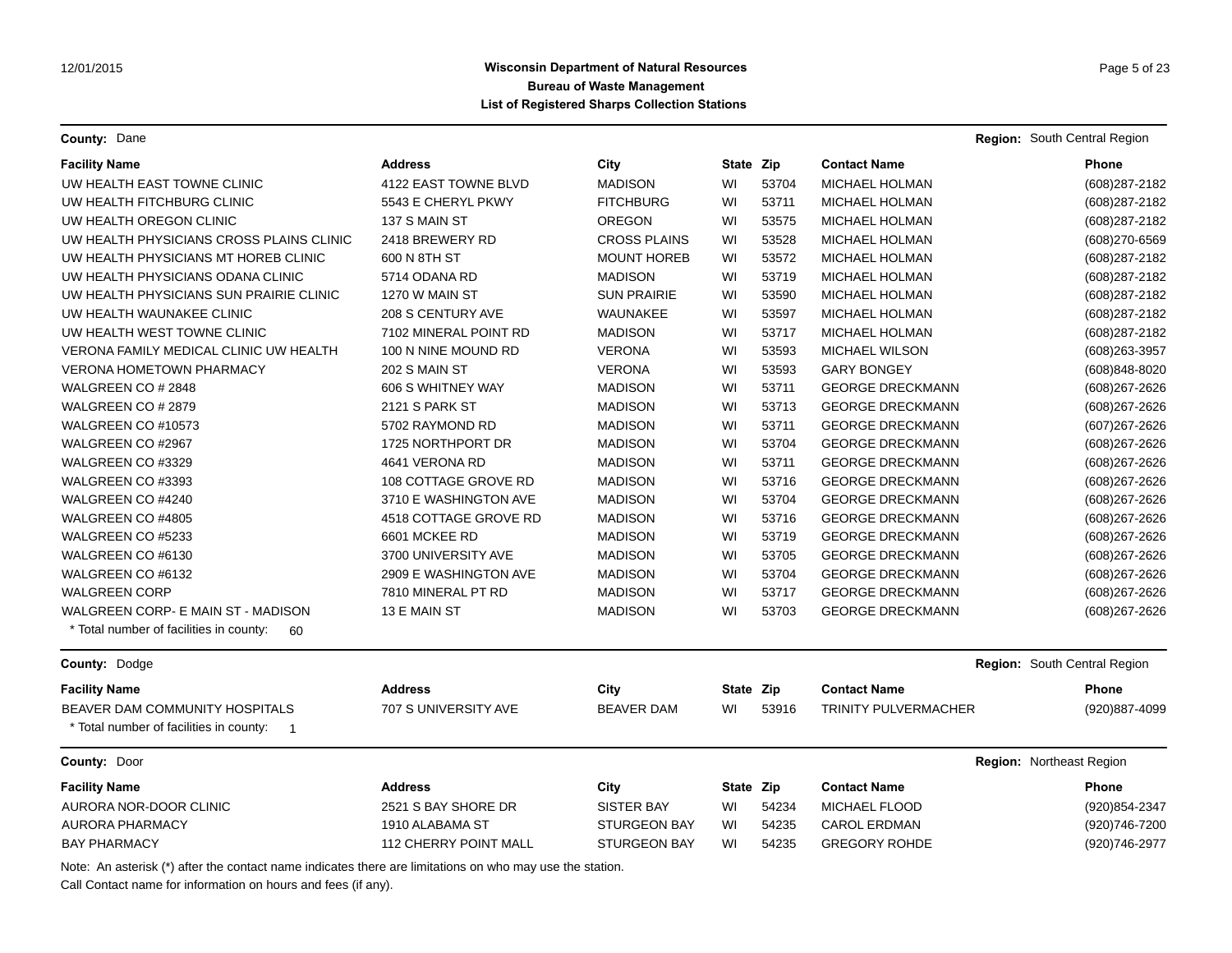**County:** Dane **Region:** South Central Region

| Facility Name | Address | City | State | Zip | Contact Name | Phone |
|---|---|---|---|---|---|---|
| UW HEALTH EAST TOWNE CLINIC | 4122 EAST TOWNE BLVD | MADISON | WI | 53704 | MICHAEL HOLMAN | (608)287-2182 |
| UW HEALTH FITCHBURG CLINIC | 5543 E CHERYL PKWY | FITCHBURG | WI | 53711 | MICHAEL HOLMAN | (608)287-2182 |
| UW HEALTH OREGON CLINIC | 137 S MAIN ST | OREGON | WI | 53575 | MICHAEL HOLMAN | (608)287-2182 |
| UW HEALTH PHYSICIANS CROSS PLAINS CLINIC | 2418 BREWERY RD | CROSS PLAINS | WI | 53528 | MICHAEL HOLMAN | (608)270-6569 |
| UW HEALTH PHYSICIANS MT HOREB CLINIC | 600 N 8TH ST | MOUNT HOREB | WI | 53572 | MICHAEL HOLMAN | (608)287-2182 |
| UW HEALTH PHYSICIANS ODANA CLINIC | 5714 ODANA RD | MADISON | WI | 53719 | MICHAEL HOLMAN | (608)287-2182 |
| UW HEALTH PHYSICIANS SUN PRAIRIE CLINIC | 1270 W MAIN ST | SUN PRAIRIE | WI | 53590 | MICHAEL HOLMAN | (608)287-2182 |
| UW HEALTH WAUNAKEE CLINIC | 208 S CENTURY AVE | WAUNAKEE | WI | 53597 | MICHAEL HOLMAN | (608)287-2182 |
| UW HEALTH WEST TOWNE CLINIC | 7102 MINERAL POINT RD | MADISON | WI | 53717 | MICHAEL HOLMAN | (608)287-2182 |
| VERONA FAMILY MEDICAL CLINIC UW HEALTH | 100 N NINE MOUND RD | VERONA | WI | 53593 | MICHAEL WILSON | (608)263-3957 |
| VERONA HOMETOWN PHARMACY | 202 S MAIN ST | VERONA | WI | 53593 | GARY BONGEY | (608)848-8020 |
| WALGREEN CO # 2848 | 606 S WHITNEY WAY | MADISON | WI | 53711 | GEORGE DRECKMANN | (608)267-2626 |
| WALGREEN CO # 2879 | 2121 S PARK ST | MADISON | WI | 53713 | GEORGE DRECKMANN | (608)267-2626 |
| WALGREEN CO #10573 | 5702 RAYMOND RD | MADISON | WI | 53711 | GEORGE DRECKMANN | (607)267-2626 |
| WALGREEN CO #2967 | 1725 NORTHPORT DR | MADISON | WI | 53704 | GEORGE DRECKMANN | (608)267-2626 |
| WALGREEN CO #3329 | 4641 VERONA RD | MADISON | WI | 53711 | GEORGE DRECKMANN | (608)267-2626 |
| WALGREEN CO #3393 | 108 COTTAGE GROVE RD | MADISON | WI | 53716 | GEORGE DRECKMANN | (608)267-2626 |
| WALGREEN CO #4240 | 3710 E WASHINGTON AVE | MADISON | WI | 53704 | GEORGE DRECKMANN | (608)267-2626 |
| WALGREEN CO #4805 | 4518 COTTAGE GROVE RD | MADISON | WI | 53716 | GEORGE DRECKMANN | (608)267-2626 |
| WALGREEN CO #5233 | 6601 MCKEE RD | MADISON | WI | 53719 | GEORGE DRECKMANN | (608)267-2626 |
| WALGREEN CO #6130 | 3700 UNIVERSITY AVE | MADISON | WI | 53705 | GEORGE DRECKMANN | (608)267-2626 |
| WALGREEN CO #6132 | 2909 E WASHINGTON AVE | MADISON | WI | 53704 | GEORGE DRECKMANN | (608)267-2626 |
| WALGREEN CORP | 7810 MINERAL PT RD | MADISON | WI | 53717 | GEORGE DRECKMANN | (608)267-2626 |
| WALGREEN CORP- E MAIN ST - MADISON | 13 E MAIN ST | MADISON | WI | 53703 | GEORGE DRECKMANN | (608)267-2626 |

\* Total number of facilities in county: 60

**County:** Dodge **Region:** South Central Region

| Facility Name | Address | City | State | Zip | Contact Name | Phone |
|---|---|---|---|---|---|---|
| BEAVER DAM COMMUNITY HOSPITALS | 707 S UNIVERSITY AVE | BEAVER DAM | WI | 53916 | TRINITY PULVERMACHER | (920)887-4099 |

\* Total number of facilities in county: 1

**County:** Door **Region:** Northeast Region

| Facility Name | Address | City | State | Zip | Contact Name | Phone |
|---|---|---|---|---|---|---|
| AURORA NOR-DOOR CLINIC | 2521 S BAY SHORE DR | SISTER BAY | WI | 54234 | MICHAEL FLOOD | (920)854-2347 |
| AURORA PHARMACY | 1910 ALABAMA ST | STURGEON BAY | WI | 54235 | CAROL ERDMAN | (920)746-7200 |
| BAY PHARMACY | 112 CHERRY POINT MALL | STURGEON BAY | WI | 54235 | GREGORY ROHDE | (920)746-2977 |

Note: An asterisk (*) after the contact name indicates there are limitations on who may use the station.

Call Contact name for information on hours and fees (if any).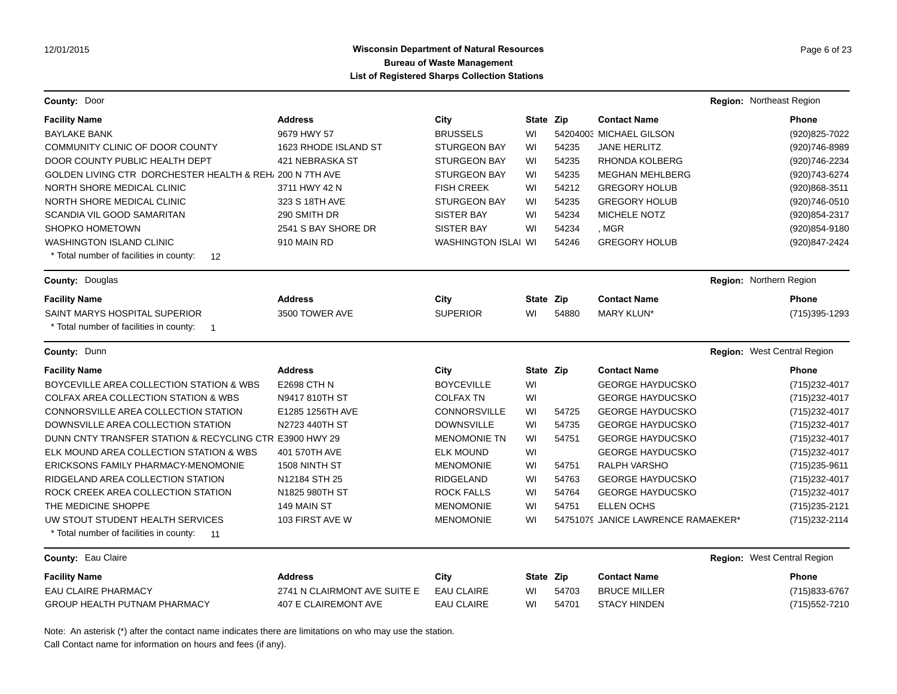**Wisconsin Department of Natural Resources**
**Bureau of Waste Management**
**List of Registered Sharps Collection Stations**

**County:** Door — **Region:** Northeast Region

| Facility Name | Address | City | State | Zip | Contact Name | Phone |
|---|---|---|---|---|---|---|
| BAYLAKE BANK | 9679 HWY 57 | BRUSSELS | WI | 54204003 | MICHAEL GILSON | (920)825-7022 |
| COMMUNITY CLINIC OF DOOR COUNTY | 1623 RHODE ISLAND ST | STURGEON BAY | WI | 54235 | JANE HERLITZ | (920)746-8989 |
| DOOR COUNTY PUBLIC HEALTH DEPT | 421 NEBRASKA ST | STURGEON BAY | WI | 54235 | RHONDA KOLBERG | (920)746-2234 |
| GOLDEN LIVING CTR DORCHESTER HEALTH & REH | 200 N 7TH AVE | STURGEON BAY | WI | 54235 | MEGHAN MEHLBERG | (920)743-6274 |
| NORTH SHORE MEDICAL CLINIC | 3711 HWY 42 N | FISH CREEK | WI | 54212 | GREGORY HOLUB | (920)868-3511 |
| NORTH SHORE MEDICAL CLINIC | 323 S 18TH AVE | STURGEON BAY | WI | 54235 | GREGORY HOLUB | (920)746-0510 |
| SCANDIA VIL GOOD SAMARITAN | 290 SMITH DR | SISTER BAY | WI | 54234 | MICHELE NOTZ | (920)854-2317 |
| SHOPKO HOMETOWN | 2541 S BAY SHORE DR | SISTER BAY | WI | 54234 | , MGR | (920)854-9180 |
| WASHINGTON ISLAND CLINIC | 910 MAIN RD | WASHINGTON ISLAI | WI | 54246 | GREGORY HOLUB | (920)847-2424 |

\* Total number of facilities in county: 12

**County:** Douglas — **Region:** Northern Region

| Facility Name | Address | City | State | Zip | Contact Name | Phone |
|---|---|---|---|---|---|---|
| SAINT MARYS HOSPITAL SUPERIOR | 3500 TOWER AVE | SUPERIOR | WI | 54880 | MARY KLUN* | (715)395-1293 |

\* Total number of facilities in county: 1

**County:** Dunn — **Region:** West Central Region

| Facility Name | Address | City | State | Zip | Contact Name | Phone |
|---|---|---|---|---|---|---|
| BOYCEVILLE AREA COLLECTION STATION & WBS | E2698 CTH N | BOYCEVILLE | WI | | GEORGE HAYDUCSKO | (715)232-4017 |
| COLFAX AREA COLLECTION STATION & WBS | N9417 810TH ST | COLFAX TN | WI | | GEORGE HAYDUCSKO | (715)232-4017 |
| CONNORSVILLE AREA COLLECTION STATION | E1285 1256TH AVE | CONNORSVILLE | WI | 54725 | GEORGE HAYDUCSKO | (715)232-4017 |
| DOWNSVILLE AREA COLLECTION STATION | N2723 440TH ST | DOWNSVILLE | WI | 54735 | GEORGE HAYDUCSKO | (715)232-4017 |
| DUNN CNTY TRANSFER STATION & RECYCLING CTR | E3900 HWY 29 | MENOMONIE TN | WI | 54751 | GEORGE HAYDUCSKO | (715)232-4017 |
| ELK MOUND AREA COLLECTION STATION & WBS | 401 570TH AVE | ELK MOUND | WI | | GEORGE HAYDUCSKO | (715)232-4017 |
| ERICKSONS FAMILY PHARMACY-MENOMONIE | 1508 NINTH ST | MENOMONIE | WI | 54751 | RALPH VARSHO | (715)235-9611 |
| RIDGELAND AREA COLLECTION STATION | N12184 STH 25 | RIDGELAND | WI | 54763 | GEORGE HAYDUCSKO | (715)232-4017 |
| ROCK CREEK AREA COLLECTION STATION | N1825 980TH ST | ROCK FALLS | WI | 54764 | GEORGE HAYDUCSKO | (715)232-4017 |
| THE MEDICINE SHOPPE | 149 MAIN ST | MENOMONIE | WI | 54751 | ELLEN OCHS | (715)235-2121 |
| UW STOUT STUDENT HEALTH SERVICES | 103 FIRST AVE W | MENOMONIE | WI | 54751079 | JANICE LAWRENCE RAMAEKER* | (715)232-2114 |

\* Total number of facilities in county: 11

**County:** Eau Claire — **Region:** West Central Region

| Facility Name | Address | City | State | Zip | Contact Name | Phone |
|---|---|---|---|---|---|---|
| EAU CLAIRE PHARMACY | 2741 N CLAIRMONT AVE SUITE E | EAU CLAIRE | WI | 54703 | BRUCE MILLER | (715)833-6767 |
| GROUP HEALTH PUTNAM PHARMACY | 407 E CLAIREMONT AVE | EAU CLAIRE | WI | 54701 | STACY HINDEN | (715)552-7210 |

Note: An asterisk (*) after the contact name indicates there are limitations on who may use the station.
Call Contact name for information on hours and fees (if any).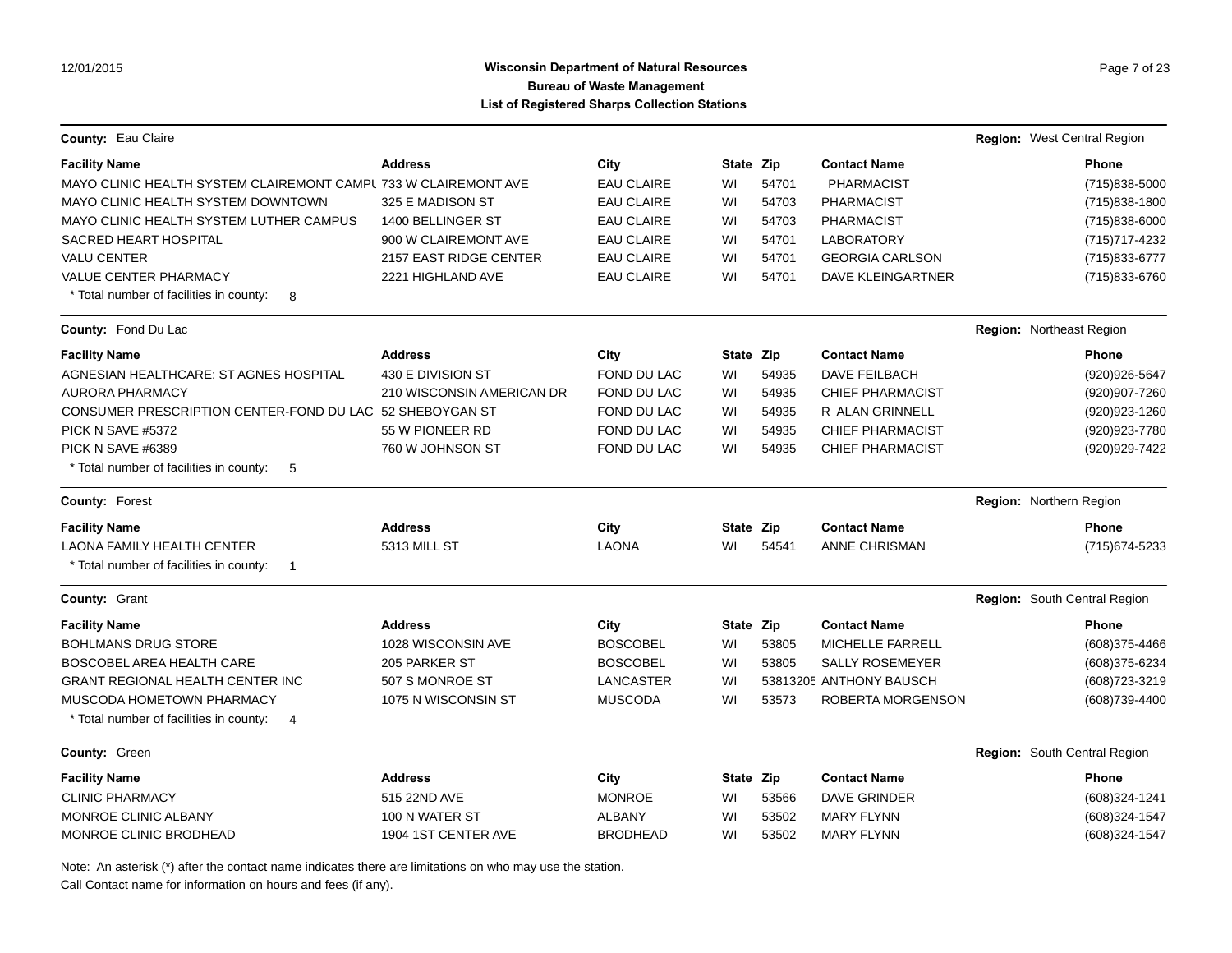**Wisconsin Department of Natural Resources**
**Bureau of Waste Management**
**List of Registered Sharps Collection Stations**

**County:** Eau Claire — **Region:** West Central Region

| Facility Name | Address | City | State | Zip | Contact Name | Phone |
|---|---|---|---|---|---|---|
| MAYO CLINIC HEALTH SYSTEM CLAIREMONT CAMPU | 733 W CLAIREMONT AVE | EAU CLAIRE | WI | 54701 | PHARMACIST | (715)838-5000 |
| MAYO CLINIC HEALTH SYSTEM DOWNTOWN | 325 E MADISON ST | EAU CLAIRE | WI | 54703 | PHARMACIST | (715)838-1800 |
| MAYO CLINIC HEALTH SYSTEM LUTHER CAMPUS | 1400 BELLINGER ST | EAU CLAIRE | WI | 54703 | PHARMACIST | (715)838-6000 |
| SACRED HEART HOSPITAL | 900 W CLAIREMONT AVE | EAU CLAIRE | WI | 54701 | LABORATORY | (715)717-4232 |
| VALU CENTER | 2157 EAST RIDGE CENTER | EAU CLAIRE | WI | 54701 | GEORGIA CARLSON | (715)833-6777 |
| VALUE CENTER PHARMACY | 2221 HIGHLAND AVE | EAU CLAIRE | WI | 54701 | DAVE KLEINGARTNER | (715)833-6760 |

* Total number of facilities in county: 8

**County:** Fond Du Lac — **Region:** Northeast Region

| Facility Name | Address | City | State | Zip | Contact Name | Phone |
|---|---|---|---|---|---|---|
| AGNESIAN HEALTHCARE: ST AGNES HOSPITAL | 430 E DIVISION ST | FOND DU LAC | WI | 54935 | DAVE FEILBACH | (920)926-5647 |
| AURORA PHARMACY | 210 WISCONSIN AMERICAN DR | FOND DU LAC | WI | 54935 | CHIEF PHARMACIST | (920)907-7260 |
| CONSUMER PRESCRIPTION CENTER-FOND DU LAC | 52 SHEBOYGAN ST | FOND DU LAC | WI | 54935 | R ALAN GRINNELL | (920)923-1260 |
| PICK N SAVE #5372 | 55 W PIONEER RD | FOND DU LAC | WI | 54935 | CHIEF PHARMACIST | (920)923-7780 |
| PICK N SAVE #6389 | 760 W JOHNSON ST | FOND DU LAC | WI | 54935 | CHIEF PHARMACIST | (920)929-7422 |

* Total number of facilities in county: 5

**County:** Forest — **Region:** Northern Region

| Facility Name | Address | City | State | Zip | Contact Name | Phone |
|---|---|---|---|---|---|---|
| LAONA FAMILY HEALTH CENTER | 5313 MILL ST | LAONA | WI | 54541 | ANNE CHRISMAN | (715)674-5233 |

* Total number of facilities in county: 1

**County:** Grant — **Region:** South Central Region

| Facility Name | Address | City | State | Zip | Contact Name | Phone |
|---|---|---|---|---|---|---|
| BOHLMANS DRUG STORE | 1028 WISCONSIN AVE | BOSCOBEL | WI | 53805 | MICHELLE FARRELL | (608)375-4466 |
| BOSCOBEL AREA HEALTH CARE | 205 PARKER ST | BOSCOBEL | WI | 53805 | SALLY ROSEMEYER | (608)375-6234 |
| GRANT REGIONAL HEALTH CENTER INC | 507 S MONROE ST | LANCASTER | WI | 53813205 | ANTHONY BAUSCH | (608)723-3219 |
| MUSCODA HOMETOWN PHARMACY | 1075 N WISCONSIN ST | MUSCODA | WI | 53573 | ROBERTA MORGENSON | (608)739-4400 |

* Total number of facilities in county: 4

**County:** Green — **Region:** South Central Region

| Facility Name | Address | City | State | Zip | Contact Name | Phone |
|---|---|---|---|---|---|---|
| CLINIC PHARMACY | 515 22ND AVE | MONROE | WI | 53566 | DAVE GRINDER | (608)324-1241 |
| MONROE CLINIC ALBANY | 100 N WATER ST | ALBANY | WI | 53502 | MARY FLYNN | (608)324-1547 |
| MONROE CLINIC BRODHEAD | 1904 1ST CENTER AVE | BRODHEAD | WI | 53502 | MARY FLYNN | (608)324-1547 |

Note: An asterisk (*) after the contact name indicates there are limitations on who may use the station.
Call Contact name for information on hours and fees (if any).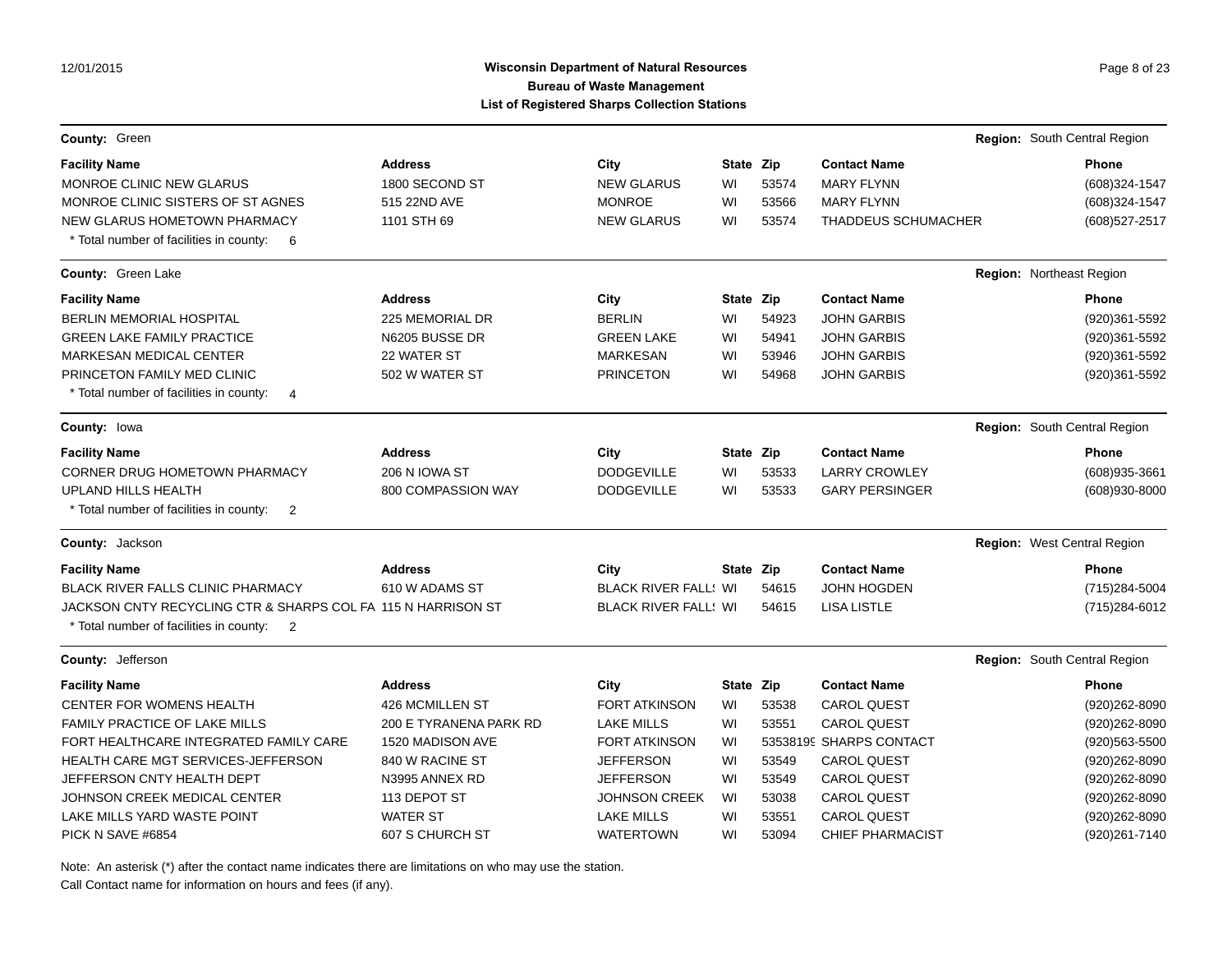**County:** Green **Region:** South Central Region

| Facility Name | Address | City | State | Zip | Contact Name | Phone |
|---|---|---|---|---|---|---|
| MONROE CLINIC NEW GLARUS | 1800 SECOND ST | NEW GLARUS | WI | 53574 | MARY FLYNN | (608)324-1547 |
| MONROE CLINIC SISTERS OF ST AGNES | 515 22ND AVE | MONROE | WI | 53566 | MARY FLYNN | (608)324-1547 |
| NEW GLARUS HOMETOWN PHARMACY | 1101 STH 69 | NEW GLARUS | WI | 53574 | THADDEUS SCHUMACHER | (608)527-2517 |

\* Total number of facilities in county: 6

**County:** Green Lake **Region:** Northeast Region

| Facility Name | Address | City | State | Zip | Contact Name | Phone |
|---|---|---|---|---|---|---|
| BERLIN MEMORIAL HOSPITAL | 225 MEMORIAL DR | BERLIN | WI | 54923 | JOHN GARBIS | (920)361-5592 |
| GREEN LAKE FAMILY PRACTICE | N6205 BUSSE DR | GREEN LAKE | WI | 54941 | JOHN GARBIS | (920)361-5592 |
| MARKESAN MEDICAL CENTER | 22 WATER ST | MARKESAN | WI | 53946 | JOHN GARBIS | (920)361-5592 |
| PRINCETON FAMILY MED CLINIC | 502 W WATER ST | PRINCETON | WI | 54968 | JOHN GARBIS | (920)361-5592 |

\* Total number of facilities in county: 4

**County:** Iowa **Region:** South Central Region

| Facility Name | Address | City | State | Zip | Contact Name | Phone |
|---|---|---|---|---|---|---|
| CORNER DRUG HOMETOWN PHARMACY | 206 N IOWA ST | DODGEVILLE | WI | 53533 | LARRY CROWLEY | (608)935-3661 |
| UPLAND HILLS HEALTH | 800 COMPASSION WAY | DODGEVILLE | WI | 53533 | GARY PERSINGER | (608)930-8000 |

\* Total number of facilities in county: 2

**County:** Jackson **Region:** West Central Region

| Facility Name | Address | City | State | Zip | Contact Name | Phone |
|---|---|---|---|---|---|---|
| BLACK RIVER FALLS CLINIC PHARMACY | 610 W ADAMS ST | BLACK RIVER FALLS | WI | 54615 | JOHN HOGDEN | (715)284-5004 |
| JACKSON CNTY RECYCLING CTR & SHARPS COL FA | 115 N HARRISON ST | BLACK RIVER FALLS | WI | 54615 | LISA LISTLE | (715)284-6012 |

\* Total number of facilities in county: 2

**County:** Jefferson **Region:** South Central Region

| Facility Name | Address | City | State | Zip | Contact Name | Phone |
|---|---|---|---|---|---|---|
| CENTER FOR WOMENS HEALTH | 426 MCMILLEN ST | FORT ATKINSON | WI | 53538 | CAROL QUEST | (920)262-8090 |
| FAMILY PRACTICE OF LAKE MILLS | 200 E TYRANENA PARK RD | LAKE MILLS | WI | 53551 | CAROL QUEST | (920)262-8090 |
| FORT HEALTHCARE INTEGRATED FAMILY CARE | 1520 MADISON AVE | FORT ATKINSON | WI | 53538199 | SHARPS CONTACT | (920)563-5500 |
| HEALTH CARE MGT SERVICES-JEFFERSON | 840 W RACINE ST | JEFFERSON | WI | 53549 | CAROL QUEST | (920)262-8090 |
| JEFFERSON CNTY HEALTH DEPT | N3995 ANNEX RD | JEFFERSON | WI | 53549 | CAROL QUEST | (920)262-8090 |
| JOHNSON CREEK MEDICAL CENTER | 113 DEPOT ST | JOHNSON CREEK | WI | 53038 | CAROL QUEST | (920)262-8090 |
| LAKE MILLS YARD WASTE POINT | WATER ST | LAKE MILLS | WI | 53551 | CAROL QUEST | (920)262-8090 |
| PICK N SAVE #6854 | 607 S CHURCH ST | WATERTOWN | WI | 53094 | CHIEF PHARMACIST | (920)261-7140 |

Note: An asterisk (*) after the contact name indicates there are limitations on who may use the station.
Call Contact name for information on hours and fees (if any).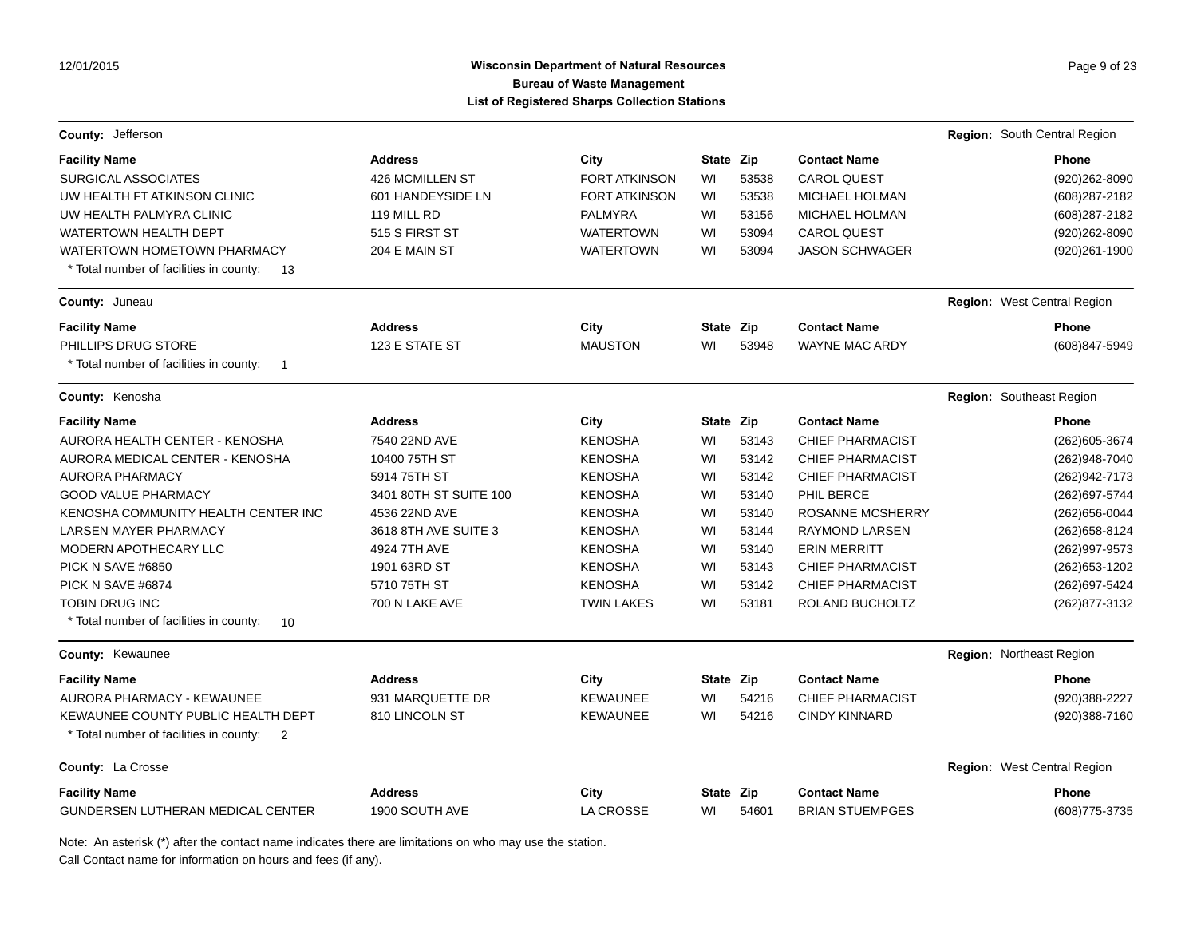**County:** Jefferson **Region:** South Central Region

| Facility Name | Address | City | State | Zip | Contact Name | Phone |
|---|---|---|---|---|---|---|
| SURGICAL ASSOCIATES | 426 MCMILLEN ST | FORT ATKINSON | WI | 53538 | CAROL QUEST | (920)262-8090 |
| UW HEALTH FT ATKINSON CLINIC | 601 HANDEYSIDE LN | FORT ATKINSON | WI | 53538 | MICHAEL HOLMAN | (608)287-2182 |
| UW HEALTH PALMYRA CLINIC | 119 MILL RD | PALMYRA | WI | 53156 | MICHAEL HOLMAN | (608)287-2182 |
| WATERTOWN HEALTH DEPT | 515 S FIRST ST | WATERTOWN | WI | 53094 | CAROL QUEST | (920)262-8090 |
| WATERTOWN HOMETOWN PHARMACY | 204 E MAIN ST | WATERTOWN | WI | 53094 | JASON SCHWAGER | (920)261-1900 |

* Total number of facilities in county: 13

**County:** Juneau **Region:** West Central Region

| Facility Name | Address | City | State | Zip | Contact Name | Phone |
|---|---|---|---|---|---|---|
| PHILLIPS DRUG STORE | 123 E STATE ST | MAUSTON | WI | 53948 | WAYNE MAC ARDY | (608)847-5949 |

* Total number of facilities in county: 1

**County:** Kenosha **Region:** Southeast Region

| Facility Name | Address | City | State | Zip | Contact Name | Phone |
|---|---|---|---|---|---|---|
| AURORA HEALTH CENTER - KENOSHA | 7540 22ND AVE | KENOSHA | WI | 53143 | CHIEF PHARMACIST | (262)605-3674 |
| AURORA MEDICAL CENTER - KENOSHA | 10400 75TH ST | KENOSHA | WI | 53142 | CHIEF PHARMACIST | (262)948-7040 |
| AURORA PHARMACY | 5914 75TH ST | KENOSHA | WI | 53142 | CHIEF PHARMACIST | (262)942-7173 |
| GOOD VALUE PHARMACY | 3401 80TH ST SUITE 100 | KENOSHA | WI | 53140 | PHIL BERCE | (262)697-5744 |
| KENOSHA COMMUNITY HEALTH CENTER INC | 4536 22ND AVE | KENOSHA | WI | 53140 | ROSANNE MCSHERRY | (262)656-0044 |
| LARSEN MAYER PHARMACY | 3618 8TH AVE SUITE 3 | KENOSHA | WI | 53144 | RAYMOND LARSEN | (262)658-8124 |
| MODERN APOTHECARY LLC | 4924 7TH AVE | KENOSHA | WI | 53140 | ERIN MERRITT | (262)997-9573 |
| PICK N SAVE #6850 | 1901 63RD ST | KENOSHA | WI | 53143 | CHIEF PHARMACIST | (262)653-1202 |
| PICK N SAVE #6874 | 5710 75TH ST | KENOSHA | WI | 53142 | CHIEF PHARMACIST | (262)697-5424 |
| TOBIN DRUG INC | 700 N LAKE AVE | TWIN LAKES | WI | 53181 | ROLAND BUCHOLTZ | (262)877-3132 |

* Total number of facilities in county: 10

**County:** Kewaunee **Region:** Northeast Region

| Facility Name | Address | City | State | Zip | Contact Name | Phone |
|---|---|---|---|---|---|---|
| AURORA PHARMACY - KEWAUNEE | 931 MARQUETTE DR | KEWAUNEE | WI | 54216 | CHIEF PHARMACIST | (920)388-2227 |
| KEWAUNEE COUNTY PUBLIC HEALTH DEPT | 810 LINCOLN ST | KEWAUNEE | WI | 54216 | CINDY KINNARD | (920)388-7160 |

* Total number of facilities in county: 2

**County:** La Crosse **Region:** West Central Region

| Facility Name | Address | City | State | Zip | Contact Name | Phone |
|---|---|---|---|---|---|---|
| GUNDERSEN LUTHERAN MEDICAL CENTER | 1900 SOUTH AVE | LA CROSSE | WI | 54601 | BRIAN STUEMPGES | (608)775-3735 |

Note: An asterisk (*) after the contact name indicates there are limitations on who may use the station.
Call Contact name for information on hours and fees (if any).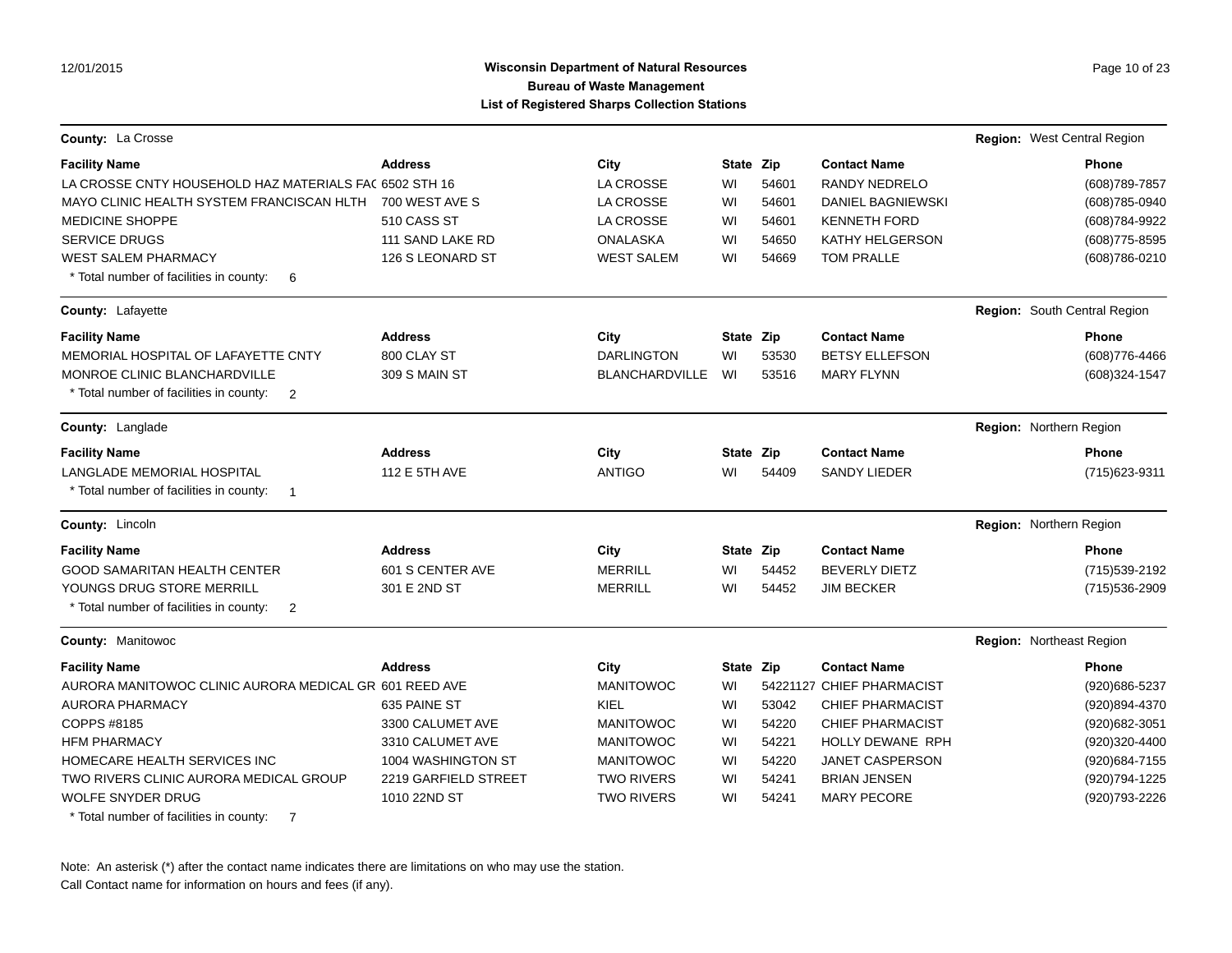**County:** La Crosse — **Region:** West Central Region

| Facility Name | Address | City | State | Zip | Contact Name | Phone |
|---|---|---|---|---|---|---|
| LA CROSSE CNTY HOUSEHOLD HAZ MATERIALS FAC | 6502 STH 16 | LA CROSSE | WI | 54601 | RANDY NEDRELO | (608)789-7857 |
| MAYO CLINIC HEALTH SYSTEM FRANCISCAN HLTH | 700 WEST AVE S | LA CROSSE | WI | 54601 | DANIEL BAGNIEWSKI | (608)785-0940 |
| MEDICINE SHOPPE | 510 CASS ST | LA CROSSE | WI | 54601 | KENNETH FORD | (608)784-9922 |
| SERVICE DRUGS | 111 SAND LAKE RD | ONALASKA | WI | 54650 | KATHY HELGERSON | (608)775-8595 |
| WEST SALEM PHARMACY | 126 S LEONARD ST | WEST SALEM | WI | 54669 | TOM PRALLE | (608)786-0210 |

\* Total number of facilities in county: 6

**County:** Lafayette — **Region:** South Central Region

| Facility Name | Address | City | State | Zip | Contact Name | Phone |
|---|---|---|---|---|---|---|
| MEMORIAL HOSPITAL OF LAFAYETTE CNTY | 800 CLAY ST | DARLINGTON | WI | 53530 | BETSY ELLEFSON | (608)776-4466 |
| MONROE CLINIC BLANCHARDVILLE | 309 S MAIN ST | BLANCHARDVILLE | WI | 53516 | MARY FLYNN | (608)324-1547 |

\* Total number of facilities in county: 2

**County:** Langlade — **Region:** Northern Region

| Facility Name | Address | City | State | Zip | Contact Name | Phone |
|---|---|---|---|---|---|---|
| LANGLADE MEMORIAL HOSPITAL | 112 E 5TH AVE | ANTIGO | WI | 54409 | SANDY LIEDER | (715)623-9311 |

\* Total number of facilities in county: 1

**County:** Lincoln — **Region:** Northern Region

| Facility Name | Address | City | State | Zip | Contact Name | Phone |
|---|---|---|---|---|---|---|
| GOOD SAMARITAN HEALTH CENTER | 601 S CENTER AVE | MERRILL | WI | 54452 | BEVERLY DIETZ | (715)539-2192 |
| YOUNGS DRUG STORE MERRILL | 301 E 2ND ST | MERRILL | WI | 54452 | JIM BECKER | (715)536-2909 |

\* Total number of facilities in county: 2

**County:** Manitowoc — **Region:** Northeast Region

| Facility Name | Address | City | State | Zip | Contact Name | Phone |
|---|---|---|---|---|---|---|
| AURORA MANITOWOC CLINIC AURORA MEDICAL GR | 601 REED AVE | MANITOWOC | WI | 54221127 | CHIEF PHARMACIST | (920)686-5237 |
| AURORA PHARMACY | 635 PAINE ST | KIEL | WI | 53042 | CHIEF PHARMACIST | (920)894-4370 |
| COPPS #8185 | 3300 CALUMET AVE | MANITOWOC | WI | 54220 | CHIEF PHARMACIST | (920)682-3051 |
| HFM PHARMACY | 3310 CALUMET AVE | MANITOWOC | WI | 54221 | HOLLY DEWANE RPH | (920)320-4400 |
| HOMECARE HEALTH SERVICES INC | 1004 WASHINGTON ST | MANITOWOC | WI | 54220 | JANET CASPERSON | (920)684-7155 |
| TWO RIVERS CLINIC AURORA MEDICAL GROUP | 2219 GARFIELD STREET | TWO RIVERS | WI | 54241 | BRIAN JENSEN | (920)794-1225 |
| WOLFE SNYDER DRUG | 1010 22ND ST | TWO RIVERS | WI | 54241 | MARY PECORE | (920)793-2226 |

\* Total number of facilities in county: 7

Note: An asterisk (*) after the contact name indicates there are limitations on who may use the station.
Call Contact name for information on hours and fees (if any).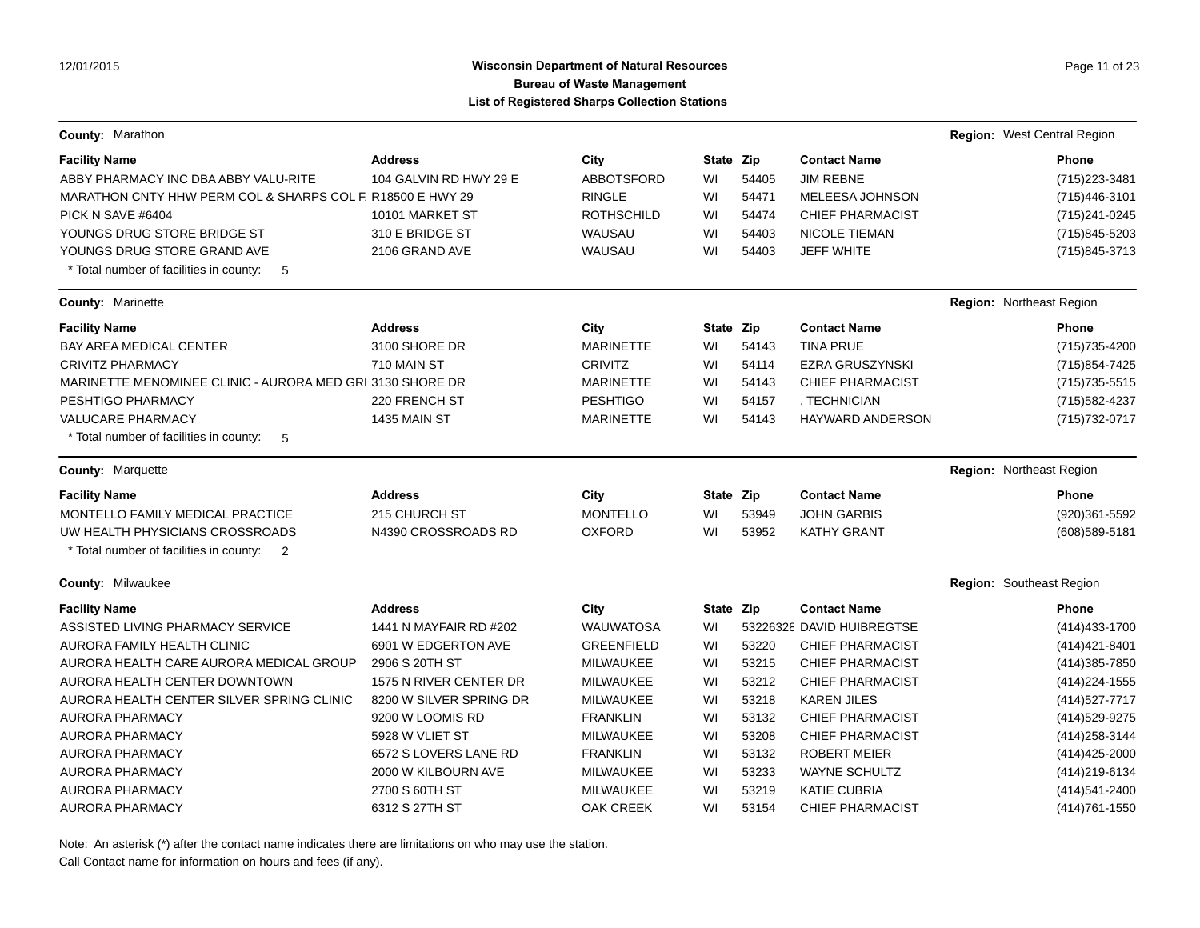**Wisconsin Department of Natural Resources**
**Bureau of Waste Management**
**List of Registered Sharps Collection Stations**

**County:** Marathon — **Region:** West Central Region

| Facility Name | Address | City | State | Zip | Contact Name | Phone |
|---|---|---|---|---|---|---|
| ABBY PHARMACY INC DBA ABBY VALU-RITE | 104 GALVIN RD HWY 29 E | ABBOTSFORD | WI | 54405 | JIM REBNE | (715)223-3481 |
| MARATHON CNTY HHW PERM COL & SHARPS COL F. | R18500 E HWY 29 | RINGLE | WI | 54471 | MELEESA JOHNSON | (715)446-3101 |
| PICK N SAVE #6404 | 10101 MARKET ST | ROTHSCHILD | WI | 54474 | CHIEF PHARMACIST | (715)241-0245 |
| YOUNGS DRUG STORE BRIDGE ST | 310 E BRIDGE ST | WAUSAU | WI | 54403 | NICOLE TIEMAN | (715)845-5203 |
| YOUNGS DRUG STORE GRAND AVE | 2106 GRAND AVE | WAUSAU | WI | 54403 | JEFF WHITE | (715)845-3713 |

* Total number of facilities in county: 5

**County:** Marinette — **Region:** Northeast Region

| Facility Name | Address | City | State | Zip | Contact Name | Phone |
|---|---|---|---|---|---|---|
| BAY AREA MEDICAL CENTER | 3100 SHORE DR | MARINETTE | WI | 54143 | TINA PRUE | (715)735-4200 |
| CRIVITZ PHARMACY | 710 MAIN ST | CRIVITZ | WI | 54114 | EZRA GRUSZYNSKI | (715)854-7425 |
| MARINETTE MENOMINEE CLINIC - AURORA MED GRI | 3130 SHORE DR | MARINETTE | WI | 54143 | CHIEF PHARMACIST | (715)735-5515 |
| PESHTIGO PHARMACY | 220 FRENCH ST | PESHTIGO | WI | 54157 | , TECHNICIAN | (715)582-4237 |
| VALUCARE PHARMACY | 1435 MAIN ST | MARINETTE | WI | 54143 | HAYWARD ANDERSON | (715)732-0717 |

* Total number of facilities in county: 5

**County:** Marquette — **Region:** Northeast Region

| Facility Name | Address | City | State | Zip | Contact Name | Phone |
|---|---|---|---|---|---|---|
| MONTELLO FAMILY MEDICAL PRACTICE | 215 CHURCH ST | MONTELLO | WI | 53949 | JOHN GARBIS | (920)361-5592 |
| UW HEALTH PHYSICIANS CROSSROADS | N4390 CROSSROADS RD | OXFORD | WI | 53952 | KATHY GRANT | (608)589-5181 |

* Total number of facilities in county: 2

**County:** Milwaukee — **Region:** Southeast Region

| Facility Name | Address | City | State | Zip | Contact Name | Phone |
|---|---|---|---|---|---|---|
| ASSISTED LIVING PHARMACY SERVICE | 1441 N MAYFAIR RD #202 | WAUWATOSA | WI | 53226328 | DAVID HUIBREGTSE | (414)433-1700 |
| AURORA FAMILY HEALTH CLINIC | 6901 W EDGERTON AVE | GREENFIELD | WI | 53220 | CHIEF PHARMACIST | (414)421-8401 |
| AURORA HEALTH CARE AURORA MEDICAL GROUP | 2906 S 20TH ST | MILWAUKEE | WI | 53215 | CHIEF PHARMACIST | (414)385-7850 |
| AURORA HEALTH CENTER DOWNTOWN | 1575 N RIVER CENTER DR | MILWAUKEE | WI | 53212 | CHIEF PHARMACIST | (414)224-1555 |
| AURORA HEALTH CENTER SILVER SPRING CLINIC | 8200 W SILVER SPRING DR | MILWAUKEE | WI | 53218 | KAREN JILES | (414)527-7717 |
| AURORA PHARMACY | 9200 W LOOMIS RD | FRANKLIN | WI | 53132 | CHIEF PHARMACIST | (414)529-9275 |
| AURORA PHARMACY | 5928 W VLIET ST | MILWAUKEE | WI | 53208 | CHIEF PHARMACIST | (414)258-3144 |
| AURORA PHARMACY | 6572 S LOVERS LANE RD | FRANKLIN | WI | 53132 | ROBERT MEIER | (414)425-2000 |
| AURORA PHARMACY | 2000 W KILBOURN AVE | MILWAUKEE | WI | 53233 | WAYNE SCHULTZ | (414)219-6134 |
| AURORA PHARMACY | 2700 S 60TH ST | MILWAUKEE | WI | 53219 | KATIE CUBRIA | (414)541-2400 |
| AURORA PHARMACY | 6312 S 27TH ST | OAK CREEK | WI | 53154 | CHIEF PHARMACIST | (414)761-1550 |

Note: An asterisk (*) after the contact name indicates there are limitations on who may use the station.
Call Contact name for information on hours and fees (if any).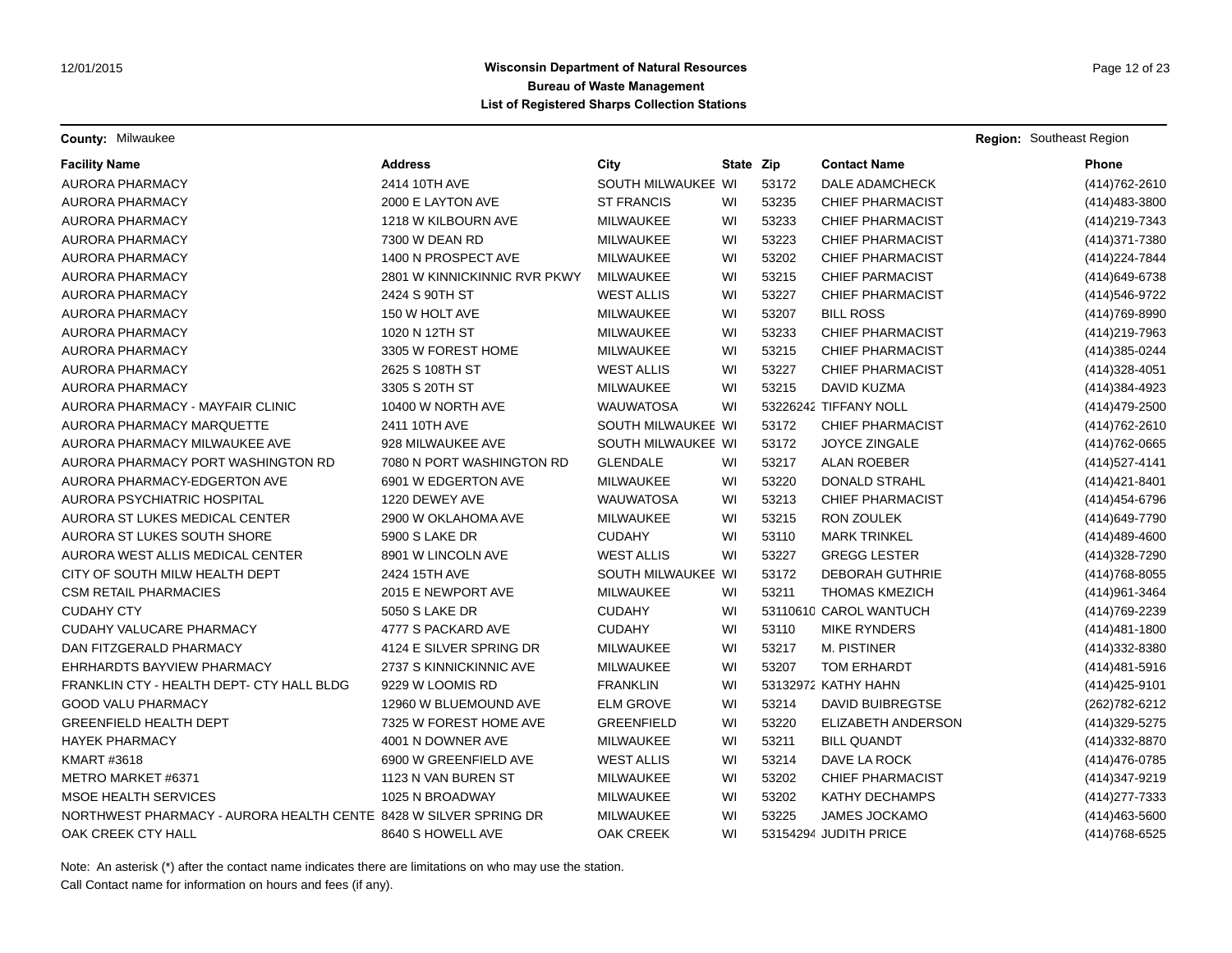**Wisconsin Department of Natural Resources**
**Bureau of Waste Management**
**List of Registered Sharps Collection Stations**

**County:** Milwaukee | **Region:** Southeast Region

| Facility Name | Address | City | State | Zip | Contact Name | Phone |
|---|---|---|---|---|---|---|
| AURORA PHARMACY | 2414 10TH AVE | SOUTH MILWAUKEE | WI | 53172 | DALE ADAMCHECK | (414)762-2610 |
| AURORA PHARMACY | 2000 E LAYTON AVE | ST FRANCIS | WI | 53235 | CHIEF PHARMACIST | (414)483-3800 |
| AURORA PHARMACY | 1218 W KILBOURN AVE | MILWAUKEE | WI | 53233 | CHIEF PHARMACIST | (414)219-7343 |
| AURORA PHARMACY | 7300 W DEAN RD | MILWAUKEE | WI | 53223 | CHIEF PHARMACIST | (414)371-7380 |
| AURORA PHARMACY | 1400 N PROSPECT AVE | MILWAUKEE | WI | 53202 | CHIEF PHARMACIST | (414)224-7844 |
| AURORA PHARMACY | 2801 W KINNICKINNIC RVR PKWY | MILWAUKEE | WI | 53215 | CHIEF PARMACIST | (414)649-6738 |
| AURORA PHARMACY | 2424 S 90TH ST | WEST ALLIS | WI | 53227 | CHIEF PHARMACIST | (414)546-9722 |
| AURORA PHARMACY | 150 W HOLT AVE | MILWAUKEE | WI | 53207 | BILL ROSS | (414)769-8990 |
| AURORA PHARMACY | 1020 N 12TH ST | MILWAUKEE | WI | 53233 | CHIEF PHARMACIST | (414)219-7963 |
| AURORA PHARMACY | 3305 W FOREST HOME | MILWAUKEE | WI | 53215 | CHIEF PHARMACIST | (414)385-0244 |
| AURORA PHARMACY | 2625 S 108TH ST | WEST ALLIS | WI | 53227 | CHIEF PHARMACIST | (414)328-4051 |
| AURORA PHARMACY | 3305 S 20TH ST | MILWAUKEE | WI | 53215 | DAVID KUZMA | (414)384-4923 |
| AURORA PHARMACY - MAYFAIR CLINIC | 10400 W NORTH AVE | WAUWATOSA | WI | 53226242 | TIFFANY NOLL | (414)479-2500 |
| AURORA PHARMACY MARQUETTE | 2411 10TH AVE | SOUTH MILWAUKEE | WI | 53172 | CHIEF PHARMACIST | (414)762-2610 |
| AURORA PHARMACY MILWAUKEE AVE | 928 MILWAUKEE AVE | SOUTH MILWAUKEE | WI | 53172 | JOYCE ZINGALE | (414)762-0665 |
| AURORA PHARMACY PORT WASHINGTON RD | 7080 N PORT WASHINGTON RD | GLENDALE | WI | 53217 | ALAN ROEBER | (414)527-4141 |
| AURORA PHARMACY-EDGERTON AVE | 6901 W EDGERTON AVE | MILWAUKEE | WI | 53220 | DONALD STRAHL | (414)421-8401 |
| AURORA PSYCHIATRIC HOSPITAL | 1220 DEWEY AVE | WAUWATOSA | WI | 53213 | CHIEF PHARMACIST | (414)454-6796 |
| AURORA ST LUKES MEDICAL CENTER | 2900 W OKLAHOMA AVE | MILWAUKEE | WI | 53215 | RON ZOULEK | (414)649-7790 |
| AURORA ST LUKES SOUTH SHORE | 5900 S LAKE DR | CUDAHY | WI | 53110 | MARK TRINKEL | (414)489-4600 |
| AURORA WEST ALLIS MEDICAL CENTER | 8901 W LINCOLN AVE | WEST ALLIS | WI | 53227 | GREGG LESTER | (414)328-7290 |
| CITY OF SOUTH MILW HEALTH DEPT | 2424 15TH AVE | SOUTH MILWAUKEE | WI | 53172 | DEBORAH GUTHRIE | (414)768-8055 |
| CSM RETAIL PHARMACIES | 2015 E NEWPORT AVE | MILWAUKEE | WI | 53211 | THOMAS KMEZICH | (414)961-3464 |
| CUDAHY CTY | 5050 S LAKE DR | CUDAHY | WI | 53110610 | CAROL WANTUCH | (414)769-2239 |
| CUDAHY VALUCARE PHARMACY | 4777 S PACKARD AVE | CUDAHY | WI | 53110 | MIKE RYNDERS | (414)481-1800 |
| DAN FITZGERALD PHARMACY | 4124 E SILVER SPRING DR | MILWAUKEE | WI | 53217 | M. PISTINER | (414)332-8380 |
| EHRHARDTS BAYVIEW PHARMACY | 2737 S KINNICKINNIC AVE | MILWAUKEE | WI | 53207 | TOM ERHARDT | (414)481-5916 |
| FRANKLIN CTY - HEALTH DEPT- CTY HALL BLDG | 9229 W LOOMIS RD | FRANKLIN | WI | 53132972 | KATHY HAHN | (414)425-9101 |
| GOOD VALU PHARMACY | 12960 W BLUEMOUND AVE | ELM GROVE | WI | 53214 | DAVID BUIBREGTSE | (262)782-6212 |
| GREENFIELD HEALTH DEPT | 7325 W FOREST HOME AVE | GREENFIELD | WI | 53220 | ELIZABETH ANDERSON | (414)329-5275 |
| HAYEK PHARMACY | 4001 N DOWNER AVE | MILWAUKEE | WI | 53211 | BILL QUANDT | (414)332-8870 |
| KMART #3618 | 6900 W GREENFIELD AVE | WEST ALLIS | WI | 53214 | DAVE LA ROCK | (414)476-0785 |
| METRO MARKET #6371 | 1123 N VAN BUREN ST | MILWAUKEE | WI | 53202 | CHIEF PHARMACIST | (414)347-9219 |
| MSOE HEALTH SERVICES | 1025 N BROADWAY | MILWAUKEE | WI | 53202 | KATHY DECHAMPS | (414)277-7333 |
| NORTHWEST PHARMACY - AURORA HEALTH CENTE | 8428 W SILVER SPRING DR | MILWAUKEE | WI | 53225 | JAMES JOCKAMO | (414)463-5600 |
| OAK CREEK CTY HALL | 8640 S HOWELL AVE | OAK CREEK | WI | 53154294 | JUDITH PRICE | (414)768-6525 |

Note: An asterisk (*) after the contact name indicates there are limitations on who may use the station.
Call Contact name for information on hours and fees (if any).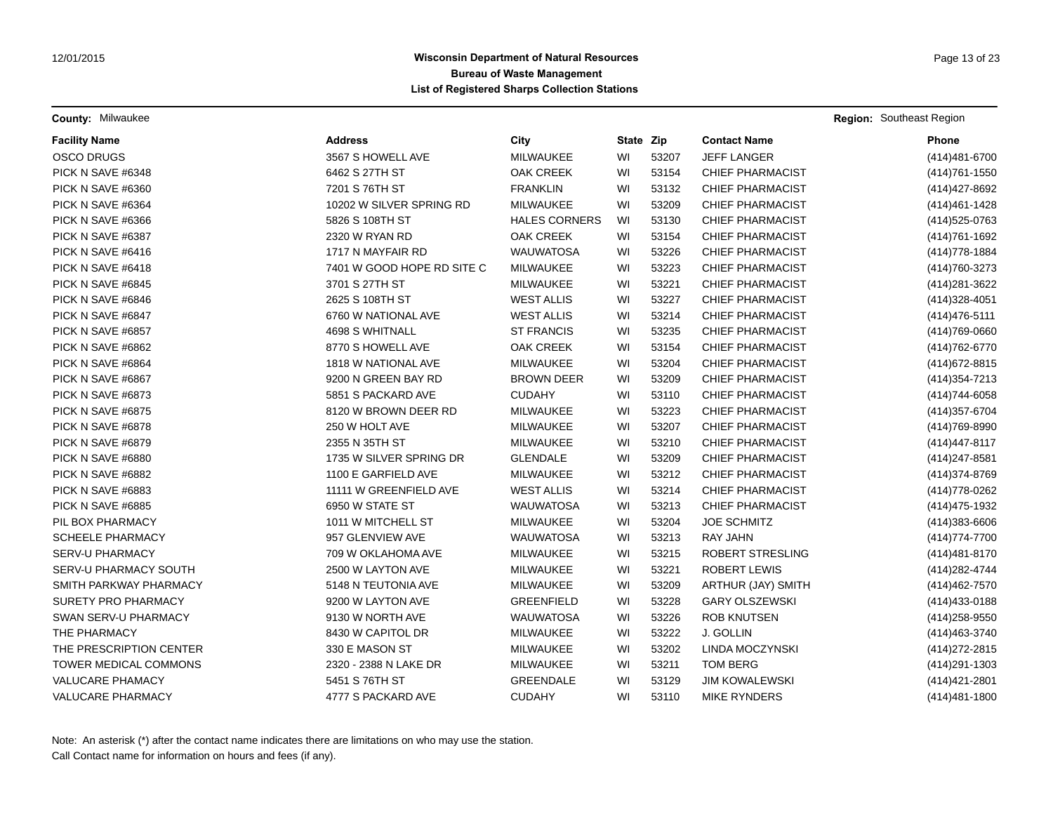**Wisconsin Department of Natural Resources**
**Bureau of Waste Management**
**List of Registered Sharps Collection Stations**

**County:** Milwaukee **Region:** Southeast Region

| Facility Name | Address | City | State | Zip | Contact Name | Phone |
|---|---|---|---|---|---|---|
| OSCO DRUGS | 3567 S HOWELL AVE | MILWAUKEE | WI | 53207 | JEFF LANGER | (414)481-6700 |
| PICK N SAVE #6348 | 6462 S 27TH ST | OAK CREEK | WI | 53154 | CHIEF PHARMACIST | (414)761-1550 |
| PICK N SAVE #6360 | 7201 S 76TH ST | FRANKLIN | WI | 53132 | CHIEF PHARMACIST | (414)427-8692 |
| PICK N SAVE #6364 | 10202 W SILVER SPRING RD | MILWAUKEE | WI | 53209 | CHIEF PHARMACIST | (414)461-1428 |
| PICK N SAVE #6366 | 5826 S 108TH ST | HALES CORNERS | WI | 53130 | CHIEF PHARMACIST | (414)525-0763 |
| PICK N SAVE #6387 | 2320 W RYAN RD | OAK CREEK | WI | 53154 | CHIEF PHARMACIST | (414)761-1692 |
| PICK N SAVE #6416 | 1717 N MAYFAIR RD | WAUWATOSA | WI | 53226 | CHIEF PHARMACIST | (414)778-1884 |
| PICK N SAVE #6418 | 7401 W GOOD HOPE RD SITE C | MILWAUKEE | WI | 53223 | CHIEF PHARMACIST | (414)760-3273 |
| PICK N SAVE #6845 | 3701 S 27TH ST | MILWAUKEE | WI | 53221 | CHIEF PHARMACIST | (414)281-3622 |
| PICK N SAVE #6846 | 2625 S 108TH ST | WEST ALLIS | WI | 53227 | CHIEF PHARMACIST | (414)328-4051 |
| PICK N SAVE #6847 | 6760 W NATIONAL AVE | WEST ALLIS | WI | 53214 | CHIEF PHARMACIST | (414)476-5111 |
| PICK N SAVE #6857 | 4698 S WHITNALL | ST FRANCIS | WI | 53235 | CHIEF PHARMACIST | (414)769-0660 |
| PICK N SAVE #6862 | 8770 S HOWELL AVE | OAK CREEK | WI | 53154 | CHIEF PHARMACIST | (414)762-6770 |
| PICK N SAVE #6864 | 1818 W NATIONAL AVE | MILWAUKEE | WI | 53204 | CHIEF PHARMACIST | (414)672-8815 |
| PICK N SAVE #6867 | 9200 N GREEN BAY RD | BROWN DEER | WI | 53209 | CHIEF PHARMACIST | (414)354-7213 |
| PICK N SAVE #6873 | 5851 S PACKARD AVE | CUDAHY | WI | 53110 | CHIEF PHARMACIST | (414)744-6058 |
| PICK N SAVE #6875 | 8120 W BROWN DEER RD | MILWAUKEE | WI | 53223 | CHIEF PHARMACIST | (414)357-6704 |
| PICK N SAVE #6878 | 250 W HOLT AVE | MILWAUKEE | WI | 53207 | CHIEF PHARMACIST | (414)769-8990 |
| PICK N SAVE #6879 | 2355 N 35TH ST | MILWAUKEE | WI | 53210 | CHIEF PHARMACIST | (414)447-8117 |
| PICK N SAVE #6880 | 1735 W SILVER SPRING DR | GLENDALE | WI | 53209 | CHIEF PHARMACIST | (414)247-8581 |
| PICK N SAVE #6882 | 1100 E GARFIELD AVE | MILWAUKEE | WI | 53212 | CHIEF PHARMACIST | (414)374-8769 |
| PICK N SAVE #6883 | 11111 W GREENFIELD AVE | WEST ALLIS | WI | 53214 | CHIEF PHARMACIST | (414)778-0262 |
| PICK N SAVE #6885 | 6950 W STATE ST | WAUWATOSA | WI | 53213 | CHIEF PHARMACIST | (414)475-1932 |
| PIL BOX PHARMACY | 1011 W MITCHELL ST | MILWAUKEE | WI | 53204 | JOE SCHMITZ | (414)383-6606 |
| SCHEELE PHARMACY | 957 GLENVIEW AVE | WAUWATOSA | WI | 53213 | RAY JAHN | (414)774-7700 |
| SERV-U PHARMACY | 709 W OKLAHOMA AVE | MILWAUKEE | WI | 53215 | ROBERT STRESLING | (414)481-8170 |
| SERV-U PHARMACY SOUTH | 2500 W LAYTON AVE | MILWAUKEE | WI | 53221 | ROBERT LEWIS | (414)282-4744 |
| SMITH PARKWAY PHARMACY | 5148 N TEUTONIA AVE | MILWAUKEE | WI | 53209 | ARTHUR (JAY) SMITH | (414)462-7570 |
| SURETY PRO PHARMACY | 9200 W LAYTON AVE | GREENFIELD | WI | 53228 | GARY OLSZEWSKI | (414)433-0188 |
| SWAN SERV-U PHARMACY | 9130 W NORTH AVE | WAUWATOSA | WI | 53226 | ROB KNUTSEN | (414)258-9550 |
| THE PHARMACY | 8430 W CAPITOL DR | MILWAUKEE | WI | 53222 | J. GOLLIN | (414)463-3740 |
| THE PRESCRIPTION CENTER | 330 E MASON ST | MILWAUKEE | WI | 53202 | LINDA MOCZYNSKI | (414)272-2815 |
| TOWER MEDICAL COMMONS | 2320 - 2388 N LAKE DR | MILWAUKEE | WI | 53211 | TOM BERG | (414)291-1303 |
| VALUCARE PHAMACY | 5451 S 76TH ST | GREENDALE | WI | 53129 | JIM KOWALEWSKI | (414)421-2801 |
| VALUCARE PHARMACY | 4777 S PACKARD AVE | CUDAHY | WI | 53110 | MIKE RYNDERS | (414)481-1800 |

Note: An asterisk (*) after the contact name indicates there are limitations on who may use the station.
Call Contact name for information on hours and fees (if any).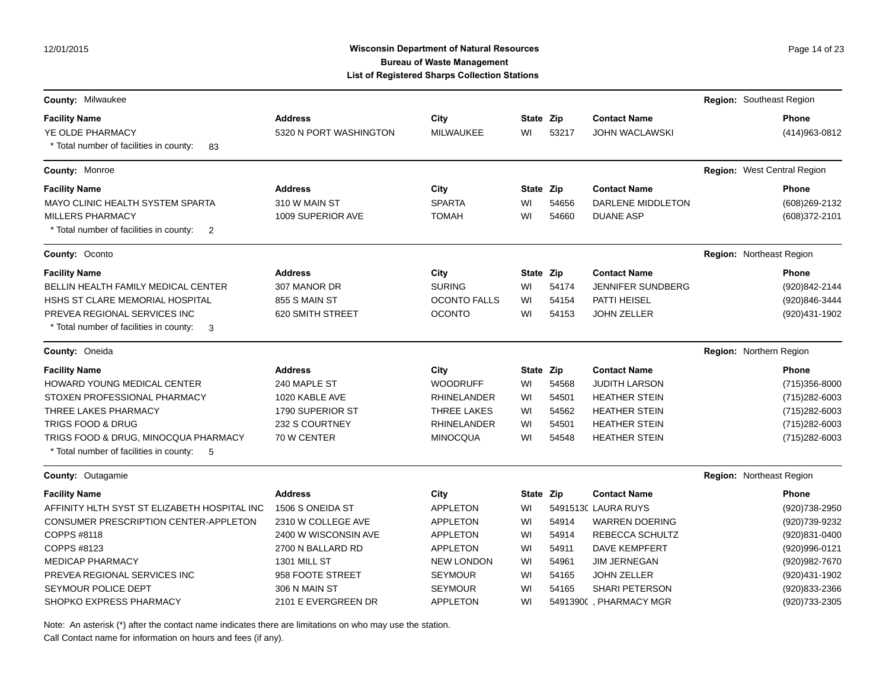**Wisconsin Department of Natural Resources**
**Bureau of Waste Management**
**List of Registered Sharps Collection Stations**

12/01/2015

**County:** Milwaukee — **Region:** Southeast Region

| Facility Name | Address | City | State | Zip | Contact Name | Phone |
|---|---|---|---|---|---|---|
| YE OLDE PHARMACY | 5320 N PORT WASHINGTON | MILWAUKEE | WI | 53217 | JOHN WACLAWSKI | (414)963-0812 |

\* Total number of facilities in county: 83

**County:** Monroe — **Region:** West Central Region

| Facility Name | Address | City | State | Zip | Contact Name | Phone |
|---|---|---|---|---|---|---|
| MAYO CLINIC HEALTH SYSTEM SPARTA | 310 W MAIN ST | SPARTA | WI | 54656 | DARLENE MIDDLETON | (608)269-2132 |
| MILLERS PHARMACY | 1009 SUPERIOR AVE | TOMAH | WI | 54660 | DUANE ASP | (608)372-2101 |

\* Total number of facilities in county: 2

**County:** Oconto — **Region:** Northeast Region

| Facility Name | Address | City | State | Zip | Contact Name | Phone |
|---|---|---|---|---|---|---|
| BELLIN HEALTH FAMILY MEDICAL CENTER | 307 MANOR DR | SURING | WI | 54174 | JENNIFER SUNDBERG | (920)842-2144 |
| HSHS ST CLARE MEMORIAL HOSPITAL | 855 S MAIN ST | OCONTO FALLS | WI | 54154 | PATTI HEISEL | (920)846-3444 |
| PREVEA REGIONAL SERVICES INC | 620 SMITH STREET | OCONTO | WI | 54153 | JOHN ZELLER | (920)431-1902 |

\* Total number of facilities in county: 3

**County:** Oneida — **Region:** Northern Region

| Facility Name | Address | City | State | Zip | Contact Name | Phone |
|---|---|---|---|---|---|---|
| HOWARD YOUNG MEDICAL CENTER | 240 MAPLE ST | WOODRUFF | WI | 54568 | JUDITH LARSON | (715)356-8000 |
| STOXEN PROFESSIONAL PHARMACY | 1020 KABLE AVE | RHINELANDER | WI | 54501 | HEATHER STEIN | (715)282-6003 |
| THREE LAKES PHARMACY | 1790 SUPERIOR ST | THREE LAKES | WI | 54562 | HEATHER STEIN | (715)282-6003 |
| TRIGS FOOD & DRUG | 232 S COURTNEY | RHINELANDER | WI | 54501 | HEATHER STEIN | (715)282-6003 |
| TRIGS FOOD & DRUG, MINOCQUA PHARMACY | 70 W CENTER | MINOCQUA | WI | 54548 | HEATHER STEIN | (715)282-6003 |

\* Total number of facilities in county: 5

**County:** Outagamie — **Region:** Northeast Region

| Facility Name | Address | City | State | Zip | Contact Name | Phone |
|---|---|---|---|---|---|---|
| AFFINITY HLTH SYST ST ELIZABETH HOSPITAL INC | 1506 S ONEIDA ST | APPLETON | WI | 5491513( | LAURA RUYS | (920)738-2950 |
| CONSUMER PRESCRIPTION CENTER-APPLETON | 2310 W COLLEGE AVE | APPLETON | WI | 54914 | WARREN DOERING | (920)739-9232 |
| COPPS #8118 | 2400 W WISCONSIN AVE | APPLETON | WI | 54914 | REBECCA SCHULTZ | (920)831-0400 |
| COPPS #8123 | 2700 N BALLARD RD | APPLETON | WI | 54911 | DAVE KEMPFERT | (920)996-0121 |
| MEDICAP PHARMACY | 1301 MILL ST | NEW LONDON | WI | 54961 | JIM JERNEGAN | (920)982-7670 |
| PREVEA REGIONAL SERVICES INC | 958 FOOTE STREET | SEYMOUR | WI | 54165 | JOHN ZELLER | (920)431-1902 |
| SEYMOUR POLICE DEPT | 306 N MAIN ST | SEYMOUR | WI | 54165 | SHARI PETERSON | (920)833-2366 |
| SHOPKO EXPRESS PHARMACY | 2101 E EVERGREEN DR | APPLETON | WI | 5491390( | , PHARMACY MGR | (920)733-2305 |

Note: An asterisk (*) after the contact name indicates there are limitations on who may use the station.
Call Contact name for information on hours and fees (if any).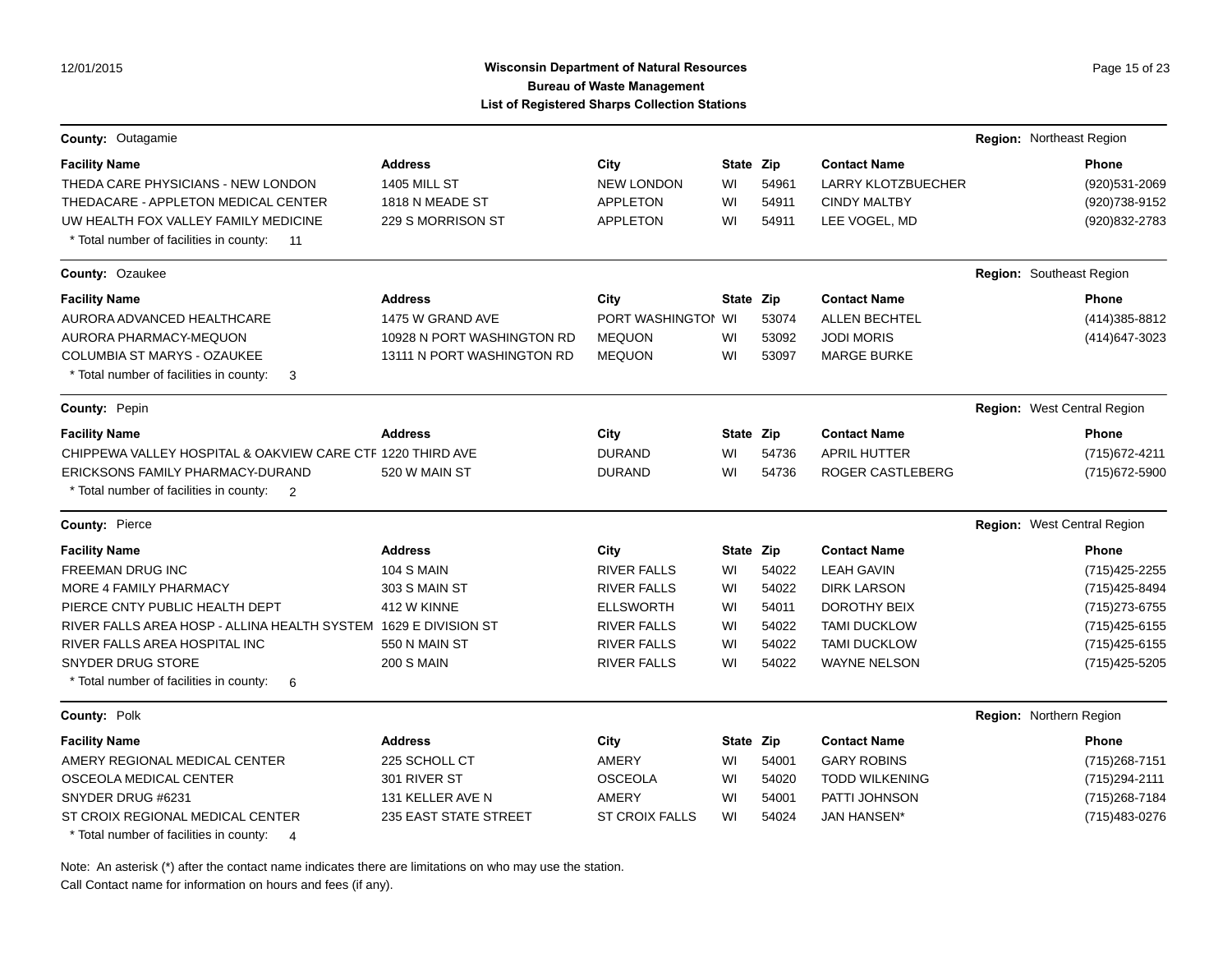**Wisconsin Department of Natural Resources**
**Bureau of Waste Management**
**List of Registered Sharps Collection Stations**

**County:** Outagamie — **Region:** Northeast Region

| Facility Name | Address | City | State | Zip | Contact Name | Phone |
|---|---|---|---|---|---|---|
| THEDA CARE PHYSICIANS - NEW LONDON | 1405 MILL ST | NEW LONDON | WI | 54961 | LARRY KLOTZBUECHER | (920)531-2069 |
| THEDACARE - APPLETON MEDICAL CENTER | 1818 N MEADE ST | APPLETON | WI | 54911 | CINDY MALTBY | (920)738-9152 |
| UW HEALTH FOX VALLEY FAMILY MEDICINE | 229 S MORRISON ST | APPLETON | WI | 54911 | LEE VOGEL, MD | (920)832-2783 |

* Total number of facilities in county: 11

**County:** Ozaukee — **Region:** Southeast Region

| Facility Name | Address | City | State | Zip | Contact Name | Phone |
|---|---|---|---|---|---|---|
| AURORA ADVANCED HEALTHCARE | 1475 W GRAND AVE | PORT WASHINGTOI | WI | 53074 | ALLEN BECHTEL | (414)385-8812 |
| AURORA PHARMACY-MEQUON | 10928 N PORT WASHINGTON RD | MEQUON | WI | 53092 | JODI MORIS | (414)647-3023 |
| COLUMBIA ST MARYS - OZAUKEE | 13111 N PORT WASHINGTON RD | MEQUON | WI | 53097 | MARGE BURKE | |

* Total number of facilities in county: 3

**County:** Pepin — **Region:** West Central Region

| Facility Name | Address | City | State | Zip | Contact Name | Phone |
|---|---|---|---|---|---|---|
| CHIPPEWA VALLEY HOSPITAL & OAKVIEW CARE CTF | 1220 THIRD AVE | DURAND | WI | 54736 | APRIL HUTTER | (715)672-4211 |
| ERICKSONS FAMILY PHARMACY-DURAND | 520 W MAIN ST | DURAND | WI | 54736 | ROGER CASTLEBERG | (715)672-5900 |

* Total number of facilities in county: 2

**County:** Pierce — **Region:** West Central Region

| Facility Name | Address | City | State | Zip | Contact Name | Phone |
|---|---|---|---|---|---|---|
| FREEMAN DRUG INC | 104 S MAIN | RIVER FALLS | WI | 54022 | LEAH GAVIN | (715)425-2255 |
| MORE 4 FAMILY PHARMACY | 303 S MAIN ST | RIVER FALLS | WI | 54022 | DIRK LARSON | (715)425-8494 |
| PIERCE CNTY PUBLIC HEALTH DEPT | 412 W KINNE | ELLSWORTH | WI | 54011 | DOROTHY BEIX | (715)273-6755 |
| RIVER FALLS AREA HOSP - ALLINA HEALTH SYSTEM | 1629 E DIVISION ST | RIVER FALLS | WI | 54022 | TAMI DUCKLOW | (715)425-6155 |
| RIVER FALLS AREA HOSPITAL INC | 550 N MAIN ST | RIVER FALLS | WI | 54022 | TAMI DUCKLOW | (715)425-6155 |
| SNYDER DRUG STORE | 200 S MAIN | RIVER FALLS | WI | 54022 | WAYNE NELSON | (715)425-5205 |

* Total number of facilities in county: 6

**County:** Polk — **Region:** Northern Region

| Facility Name | Address | City | State | Zip | Contact Name | Phone |
|---|---|---|---|---|---|---|
| AMERY REGIONAL MEDICAL CENTER | 225 SCHOLL CT | AMERY | WI | 54001 | GARY ROBINS | (715)268-7151 |
| OSCEOLA MEDICAL CENTER | 301 RIVER ST | OSCEOLA | WI | 54020 | TODD WILKENING | (715)294-2111 |
| SNYDER DRUG #6231 | 131 KELLER AVE N | AMERY | WI | 54001 | PATTI JOHNSON | (715)268-7184 |
| ST CROIX REGIONAL MEDICAL CENTER | 235 EAST STATE STREET | ST CROIX FALLS | WI | 54024 | JAN HANSEN* | (715)483-0276 |

* Total number of facilities in county: 4

Note: An asterisk (*) after the contact name indicates there are limitations on who may use the station.
Call Contact name for information on hours and fees (if any).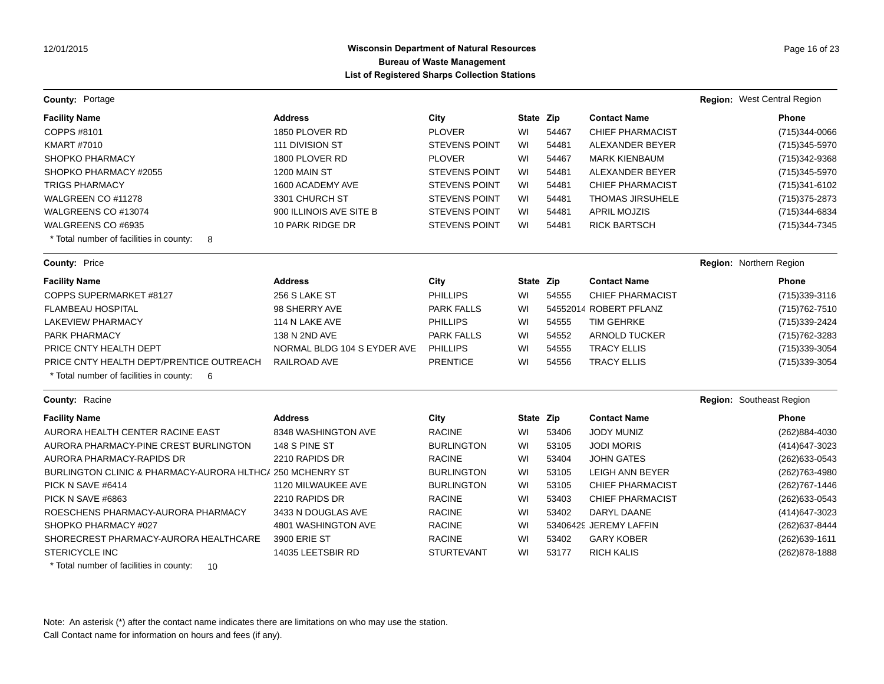**Wisconsin Department of Natural Resources**
**Bureau of Waste Management**
**List of Registered Sharps Collection Stations**

**County:** Portage — **Region:** West Central Region

| Facility Name | Address | City | State | Zip | Contact Name | Phone |
|---|---|---|---|---|---|---|
| COPPS #8101 | 1850 PLOVER RD | PLOVER | WI | 54467 | CHIEF PHARMACIST | (715)344-0066 |
| KMART #7010 | 111 DIVISION ST | STEVENS POINT | WI | 54481 | ALEXANDER BEYER | (715)345-5970 |
| SHOPKO PHARMACY | 1800 PLOVER RD | PLOVER | WI | 54467 | MARK KIENBAUM | (715)342-9368 |
| SHOPKO PHARMACY #2055 | 1200 MAIN ST | STEVENS POINT | WI | 54481 | ALEXANDER BEYER | (715)345-5970 |
| TRIGS PHARMACY | 1600 ACADEMY AVE | STEVENS POINT | WI | 54481 | CHIEF PHARMACIST | (715)341-6102 |
| WALGREEN CO #11278 | 3301 CHURCH ST | STEVENS POINT | WI | 54481 | THOMAS JIRSUHELE | (715)375-2873 |
| WALGREENS CO #13074 | 900 ILLINOIS AVE SITE B | STEVENS POINT | WI | 54481 | APRIL MOJZIS | (715)344-6834 |
| WALGREENS CO #6935 | 10 PARK RIDGE DR | STEVENS POINT | WI | 54481 | RICK BARTSCH | (715)344-7345 |

\* Total number of facilities in county: 8

**County:** Price — **Region:** Northern Region

| Facility Name | Address | City | State | Zip | Contact Name | Phone |
|---|---|---|---|---|---|---|
| COPPS SUPERMARKET #8127 | 256 S LAKE ST | PHILLIPS | WI | 54555 | CHIEF PHARMACIST | (715)339-3116 |
| FLAMBEAU HOSPITAL | 98 SHERRY AVE | PARK FALLS | WI | 54552014 | ROBERT PFLANZ | (715)762-7510 |
| LAKEVIEW PHARMACY | 114 N LAKE AVE | PHILLIPS | WI | 54555 | TIM GEHRKE | (715)339-2424 |
| PARK PHARMACY | 138 N 2ND AVE | PARK FALLS | WI | 54552 | ARNOLD TUCKER | (715)762-3283 |
| PRICE CNTY HEALTH DEPT | NORMAL BLDG 104 S EYDER AVE | PHILLIPS | WI | 54555 | TRACY ELLIS | (715)339-3054 |
| PRICE CNTY HEALTH DEPT/PRENTICE OUTREACH | RAILROAD AVE | PRENTICE | WI | 54556 | TRACY ELLIS | (715)339-3054 |

\* Total number of facilities in county: 6

**County:** Racine — **Region:** Southeast Region

| Facility Name | Address | City | State | Zip | Contact Name | Phone |
|---|---|---|---|---|---|---|
| AURORA HEALTH CENTER RACINE EAST | 8348 WASHINGTON AVE | RACINE | WI | 53406 | JODY MUNIZ | (262)884-4030 |
| AURORA PHARMACY-PINE CREST BURLINGTON | 148 S PINE ST | BURLINGTON | WI | 53105 | JODI MORIS | (414)647-3023 |
| AURORA PHARMACY-RAPIDS DR | 2210 RAPIDS DR | RACINE | WI | 53404 | JOHN GATES | (262)633-0543 |
| BURLINGTON CLINIC & PHARMACY-AURORA HLTHCA | 250 MCHENRY ST | BURLINGTON | WI | 53105 | LEIGH ANN BEYER | (262)763-4980 |
| PICK N SAVE #6414 | 1120 MILWAUKEE AVE | BURLINGTON | WI | 53105 | CHIEF PHARMACIST | (262)767-1446 |
| PICK N SAVE #6863 | 2210 RAPIDS DR | RACINE | WI | 53403 | CHIEF PHARMACIST | (262)633-0543 |
| ROESCHENS PHARMACY-AURORA PHARMACY | 3433 N DOUGLAS AVE | RACINE | WI | 53402 | DARYL DAANE | (414)647-3023 |
| SHOPKO PHARMACY #027 | 4801 WASHINGTON AVE | RACINE | WI | 53406429 | JEREMY LAFFIN | (262)637-8444 |
| SHORECREST PHARMACY-AURORA HEALTHCARE | 3900 ERIE ST | RACINE | WI | 53402 | GARY KOBER | (262)639-1611 |
| STERICYCLE INC | 14035 LEETSBIR RD | STURTEVANT | WI | 53177 | RICH KALIS | (262)878-1888 |

\* Total number of facilities in county: 10

Note: An asterisk (*) after the contact name indicates there are limitations on who may use the station.
Call Contact name for information on hours and fees (if any).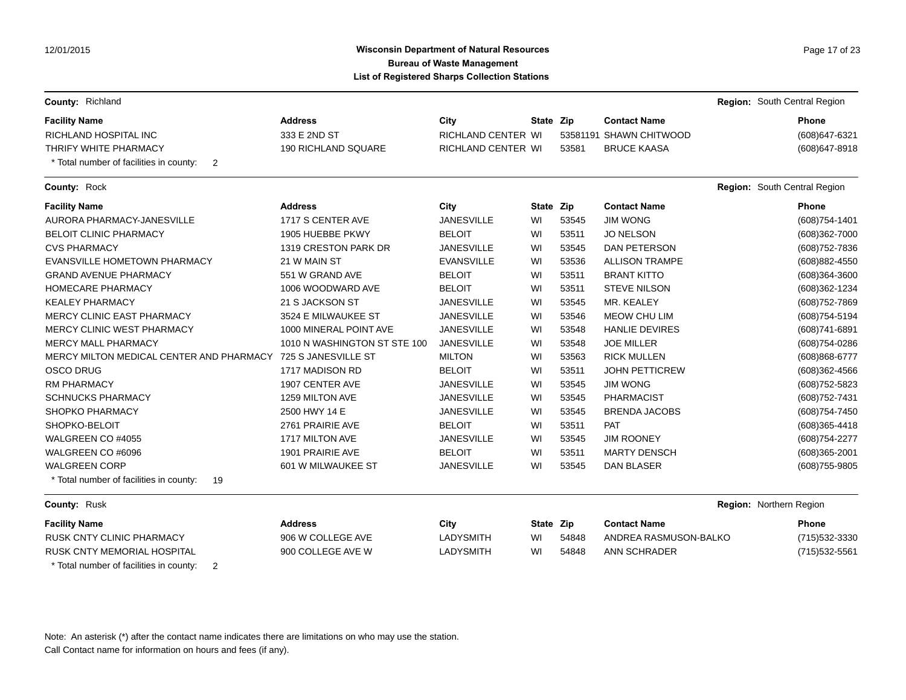**Wisconsin Department of Natural Resources**
**Bureau of Waste Management**
**List of Registered Sharps Collection Stations**

12/01/2015

**County:** Richland **Region:** South Central Region

| Facility Name | Address | City | State | Zip | Contact Name | Phone |
|---|---|---|---|---|---|---|
| RICHLAND HOSPITAL INC | 333 E 2ND ST | RICHLAND CENTER | WI | 53581191 | SHAWN CHITWOOD | (608)647-6321 |
| THRIFY WHITE PHARMACY | 190 RICHLAND SQUARE | RICHLAND CENTER | WI | 53581 | BRUCE KAASA | (608)647-8918 |

* Total number of facilities in county: 2

**County:** Rock **Region:** South Central Region

| Facility Name | Address | City | State | Zip | Contact Name | Phone |
|---|---|---|---|---|---|---|
| AURORA PHARMACY-JANESVILLE | 1717 S CENTER AVE | JANESVILLE | WI | 53545 | JIM WONG | (608)754-1401 |
| BELOIT CLINIC PHARMACY | 1905 HUEBBE PKWY | BELOIT | WI | 53511 | JO NELSON | (608)362-7000 |
| CVS PHARMACY | 1319 CRESTON PARK DR | JANESVILLE | WI | 53545 | DAN PETERSON | (608)752-7836 |
| EVANSVILLE HOMETOWN PHARMACY | 21 W MAIN ST | EVANSVILLE | WI | 53536 | ALLISON TRAMPE | (608)882-4550 |
| GRAND AVENUE PHARMACY | 551 W GRAND AVE | BELOIT | WI | 53511 | BRANT KITTO | (608)364-3600 |
| HOMECARE PHARMACY | 1006 WOODWARD AVE | BELOIT | WI | 53511 | STEVE NILSON | (608)362-1234 |
| KEALEY PHARMACY | 21 S JACKSON ST | JANESVILLE | WI | 53545 | MR. KEALEY | (608)752-7869 |
| MERCY CLINIC EAST PHARMACY | 3524 E MILWAUKEE ST | JANESVILLE | WI | 53546 | MEOW CHU LIM | (608)754-5194 |
| MERCY CLINIC WEST PHARMACY | 1000 MINERAL POINT AVE | JANESVILLE | WI | 53548 | HANLIE DEVIRES | (608)741-6891 |
| MERCY MALL PHARMACY | 1010 N WASHINGTON ST STE 100 | JANESVILLE | WI | 53548 | JOE MILLER | (608)754-0286 |
| MERCY MILTON MEDICAL CENTER AND PHARMACY | 725 S JANESVILLE ST | MILTON | WI | 53563 | RICK MULLEN | (608)868-6777 |
| OSCO DRUG | 1717 MADISON RD | BELOIT | WI | 53511 | JOHN PETTICREW | (608)362-4566 |
| RM PHARMACY | 1907 CENTER AVE | JANESVILLE | WI | 53545 | JIM WONG | (608)752-5823 |
| SCHNUCKS PHARMACY | 1259 MILTON AVE | JANESVILLE | WI | 53545 | PHARMACIST | (608)752-7431 |
| SHOPKO PHARMACY | 2500 HWY 14 E | JANESVILLE | WI | 53545 | BRENDA JACOBS | (608)754-7450 |
| SHOPKO-BELOIT | 2761 PRAIRIE AVE | BELOIT | WI | 53511 | PAT | (608)365-4418 |
| WALGREEN CO #4055 | 1717 MILTON AVE | JANESVILLE | WI | 53545 | JIM ROONEY | (608)754-2277 |
| WALGREEN CO #6096 | 1901 PRAIRIE AVE | BELOIT | WI | 53511 | MARTY DENSCH | (608)365-2001 |
| WALGREEN CORP | 601 W MILWAUKEE ST | JANESVILLE | WI | 53545 | DAN BLASER | (608)755-9805 |

* Total number of facilities in county: 19

**County:** Rusk **Region:** Northern Region

| Facility Name | Address | City | State | Zip | Contact Name | Phone |
|---|---|---|---|---|---|---|
| RUSK CNTY CLINIC PHARMACY | 906 W COLLEGE AVE | LADYSMITH | WI | 54848 | ANDREA RASMUSON-BALKO | (715)532-3330 |
| RUSK CNTY MEMORIAL HOSPITAL | 900 COLLEGE AVE W | LADYSMITH | WI | 54848 | ANN SCHRADER | (715)532-5561 |

* Total number of facilities in county: 2

Note: An asterisk (*) after the contact name indicates there are limitations on who may use the station.
Call Contact name for information on hours and fees (if any).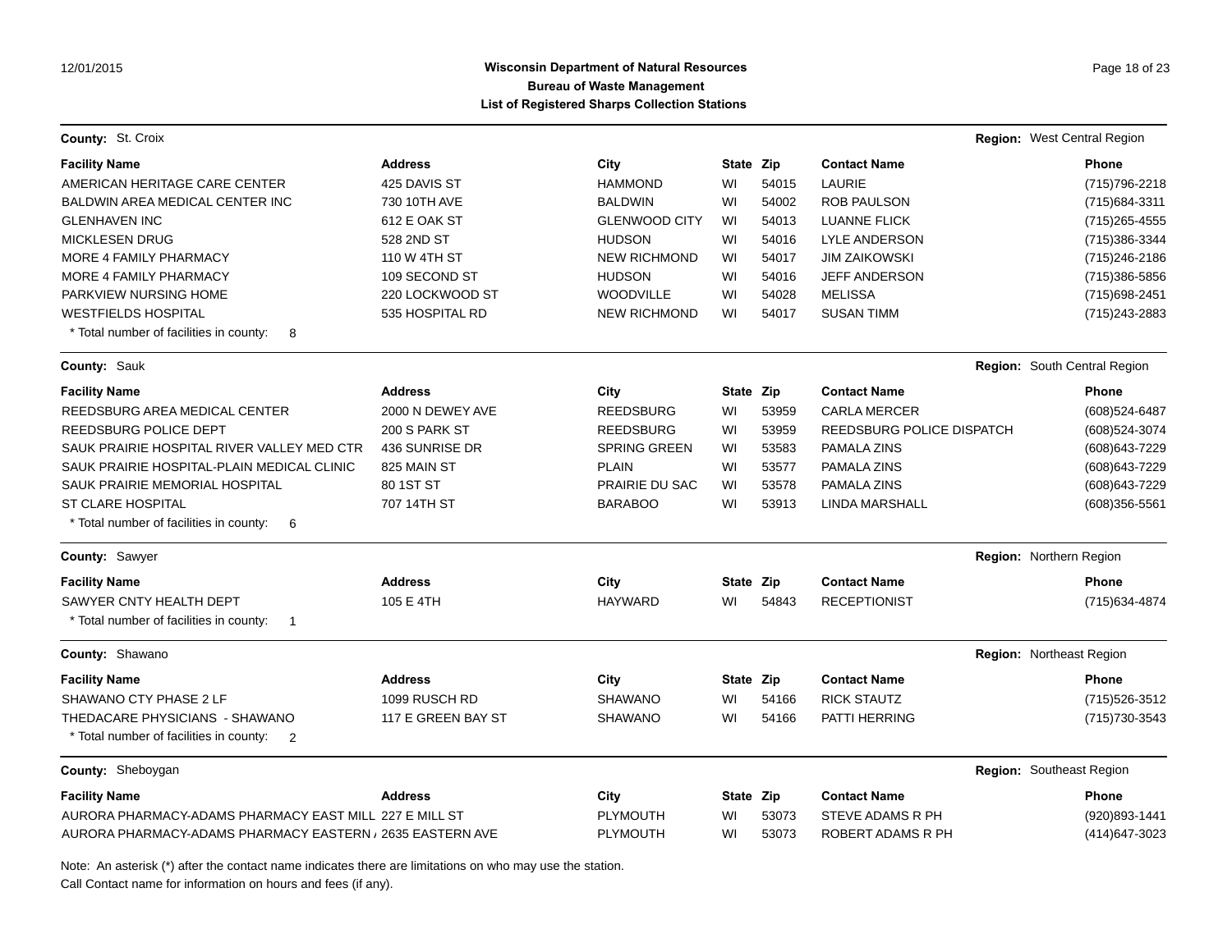# Wisconsin Department of Natural Resources
## Bureau of Waste Management
## List of Registered Sharps Collection Stations

**County:** St. Croix — **Region:** West Central Region

| Facility Name | Address | City | State | Zip | Contact Name | Phone |
|---|---|---|---|---|---|---|
| AMERICAN HERITAGE CARE CENTER | 425 DAVIS ST | HAMMOND | WI | 54015 | LAURIE | (715)796-2218 |
| BALDWIN AREA MEDICAL CENTER INC | 730 10TH AVE | BALDWIN | WI | 54002 | ROB PAULSON | (715)684-3311 |
| GLENHAVEN INC | 612 E OAK ST | GLENWOOD CITY | WI | 54013 | LUANNE FLICK | (715)265-4555 |
| MICKLESEN DRUG | 528 2ND ST | HUDSON | WI | 54016 | LYLE ANDERSON | (715)386-3344 |
| MORE 4 FAMILY PHARMACY | 110 W 4TH ST | NEW RICHMOND | WI | 54017 | JIM ZAIKOWSKI | (715)246-2186 |
| MORE 4 FAMILY PHARMACY | 109 SECOND ST | HUDSON | WI | 54016 | JEFF ANDERSON | (715)386-5856 |
| PARKVIEW NURSING HOME | 220 LOCKWOOD ST | WOODVILLE | WI | 54028 | MELISSA | (715)698-2451 |
| WESTFIELDS HOSPITAL | 535 HOSPITAL RD | NEW RICHMOND | WI | 54017 | SUSAN TIMM | (715)243-2883 |

\* Total number of facilities in county: 8

**County:** Sauk — **Region:** South Central Region

| Facility Name | Address | City | State | Zip | Contact Name | Phone |
|---|---|---|---|---|---|---|
| REEDSBURG AREA MEDICAL CENTER | 2000 N DEWEY AVE | REEDSBURG | WI | 53959 | CARLA MERCER | (608)524-6487 |
| REEDSBURG POLICE DEPT | 200 S PARK ST | REEDSBURG | WI | 53959 | REEDSBURG POLICE DISPATCH | (608)524-3074 |
| SAUK PRAIRIE HOSPITAL RIVER VALLEY MED CTR | 436 SUNRISE DR | SPRING GREEN | WI | 53583 | PAMALA ZINS | (608)643-7229 |
| SAUK PRAIRIE HOSPITAL-PLAIN MEDICAL CLINIC | 825 MAIN ST | PLAIN | WI | 53577 | PAMALA ZINS | (608)643-7229 |
| SAUK PRAIRIE MEMORIAL HOSPITAL | 80 1ST ST | PRAIRIE DU SAC | WI | 53578 | PAMALA ZINS | (608)643-7229 |
| ST CLARE HOSPITAL | 707 14TH ST | BARABOO | WI | 53913 | LINDA MARSHALL | (608)356-5561 |

\* Total number of facilities in county: 6

**County:** Sawyer — **Region:** Northern Region

| Facility Name | Address | City | State | Zip | Contact Name | Phone |
|---|---|---|---|---|---|---|
| SAWYER CNTY HEALTH DEPT | 105 E 4TH | HAYWARD | WI | 54843 | RECEPTIONIST | (715)634-4874 |

\* Total number of facilities in county: 1

**County:** Shawano — **Region:** Northeast Region

| Facility Name | Address | City | State | Zip | Contact Name | Phone |
|---|---|---|---|---|---|---|
| SHAWANO CTY PHASE 2 LF | 1099 RUSCH RD | SHAWANO | WI | 54166 | RICK STAUTZ | (715)526-3512 |
| THEDACARE PHYSICIANS - SHAWANO | 117 E GREEN BAY ST | SHAWANO | WI | 54166 | PATTI HERRING | (715)730-3543 |

\* Total number of facilities in county: 2

**County:** Sheboygan — **Region:** Southeast Region

| Facility Name | Address | City | State | Zip | Contact Name | Phone |
|---|---|---|---|---|---|---|
| AURORA PHARMACY-ADAMS PHARMACY EAST MILL | 227 E MILL ST | PLYMOUTH | WI | 53073 | STEVE ADAMS R PH | (920)893-1441 |
| AURORA PHARMACY-ADAMS PHARMACY EASTERN / | 2635 EASTERN AVE | PLYMOUTH | WI | 53073 | ROBERT ADAMS R PH | (414)647-3023 |

Note: An asterisk (*) after the contact name indicates there are limitations on who may use the station.
Call Contact name for information on hours and fees (if any).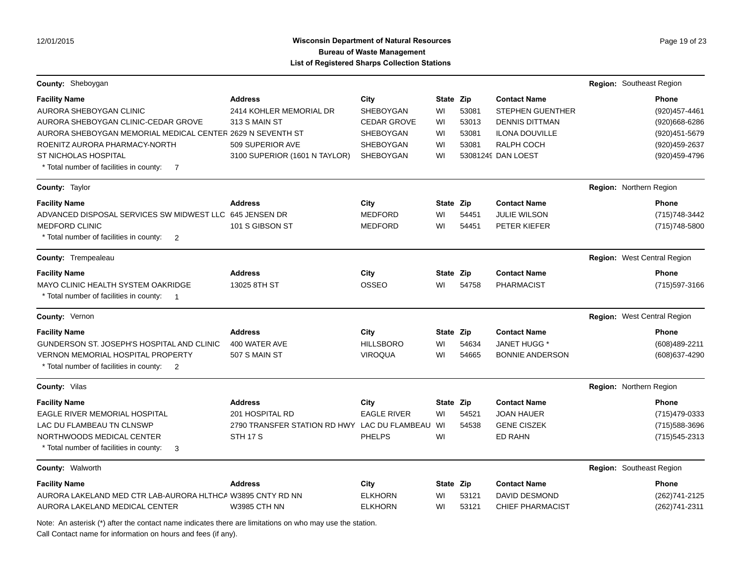**Wisconsin Department of Natural Resources**
**Bureau of Waste Management**
**List of Registered Sharps Collection Stations**

**County:** Sheboygan — **Region:** Southeast Region

| Facility Name | Address | City | State | Zip | Contact Name | Phone |
|---|---|---|---|---|---|---|
| AURORA SHEBOYGAN CLINIC | 2414 KOHLER MEMORIAL DR | SHEBOYGAN | WI | 53081 | STEPHEN GUENTHER | (920)457-4461 |
| AURORA SHEBOYGAN CLINIC-CEDAR GROVE | 313 S MAIN ST | CEDAR GROVE | WI | 53013 | DENNIS DITTMAN | (920)668-6286 |
| AURORA SHEBOYGAN MEMORIAL MEDICAL CENTER | 2629 N SEVENTH ST | SHEBOYGAN | WI | 53081 | ILONA DOUVILLE | (920)451-5679 |
| ROENITZ AURORA PHARMACY-NORTH | 509 SUPERIOR AVE | SHEBOYGAN | WI | 53081 | RALPH COCH | (920)459-2637 |
| ST NICHOLAS HOSPITAL | 3100 SUPERIOR (1601 N TAYLOR) | SHEBOYGAN | WI | 53081249 | DAN LOEST | (920)459-4796 |

\* Total number of facilities in county: 7

**County:** Taylor — **Region:** Northern Region

| Facility Name | Address | City | State | Zip | Contact Name | Phone |
|---|---|---|---|---|---|---|
| ADVANCED DISPOSAL SERVICES SW MIDWEST LLC | 645 JENSEN DR | MEDFORD | WI | 54451 | JULIE WILSON | (715)748-3442 |
| MEDFORD CLINIC | 101 S GIBSON ST | MEDFORD | WI | 54451 | PETER KIEFER | (715)748-5800 |

\* Total number of facilities in county: 2

**County:** Trempealeau — **Region:** West Central Region

| Facility Name | Address | City | State | Zip | Contact Name | Phone |
|---|---|---|---|---|---|---|
| MAYO CLINIC HEALTH SYSTEM OAKRIDGE | 13025 8TH ST | OSSEO | WI | 54758 | PHARMACIST | (715)597-3166 |

\* Total number of facilities in county: 1

**County:** Vernon — **Region:** West Central Region

| Facility Name | Address | City | State | Zip | Contact Name | Phone |
|---|---|---|---|---|---|---|
| GUNDERSON ST. JOSEPH'S HOSPITAL AND CLINIC | 400 WATER AVE | HILLSBORO | WI | 54634 | JANET HUGG * | (608)489-2211 |
| VERNON MEMORIAL HOSPITAL PROPERTY | 507 S MAIN ST | VIROQUA | WI | 54665 | BONNIE ANDERSON | (608)637-4290 |

\* Total number of facilities in county: 2

**County:** Vilas — **Region:** Northern Region

| Facility Name | Address | City | State | Zip | Contact Name | Phone |
|---|---|---|---|---|---|---|
| EAGLE RIVER MEMORIAL HOSPITAL | 201 HOSPITAL RD | EAGLE RIVER | WI | 54521 | JOAN HAUER | (715)479-0333 |
| LAC DU FLAMBEAU TN CLNSWP | 2790 TRANSFER STATION RD HWY | LAC DU FLAMBEAU | WI | 54538 | GENE CISZEK | (715)588-3696 |
| NORTHWOODS MEDICAL CENTER | STH 17 S | PHELPS | WI | | ED RAHN | (715)545-2313 |

\* Total number of facilities in county: 3

**County:** Walworth — **Region:** Southeast Region

| Facility Name | Address | City | State | Zip | Contact Name | Phone |
|---|---|---|---|---|---|---|
| AURORA LAKELAND MED CTR LAB-AURORA HLTHCA | W3895 CNTY RD NN | ELKHORN | WI | 53121 | DAVID DESMOND | (262)741-2125 |
| AURORA LAKELAND MEDICAL CENTER | W3985 CTH NN | ELKHORN | WI | 53121 | CHIEF PHARMACIST | (262)741-2311 |

Note: An asterisk (*) after the contact name indicates there are limitations on who may use the station.
Call Contact name for information on hours and fees (if any).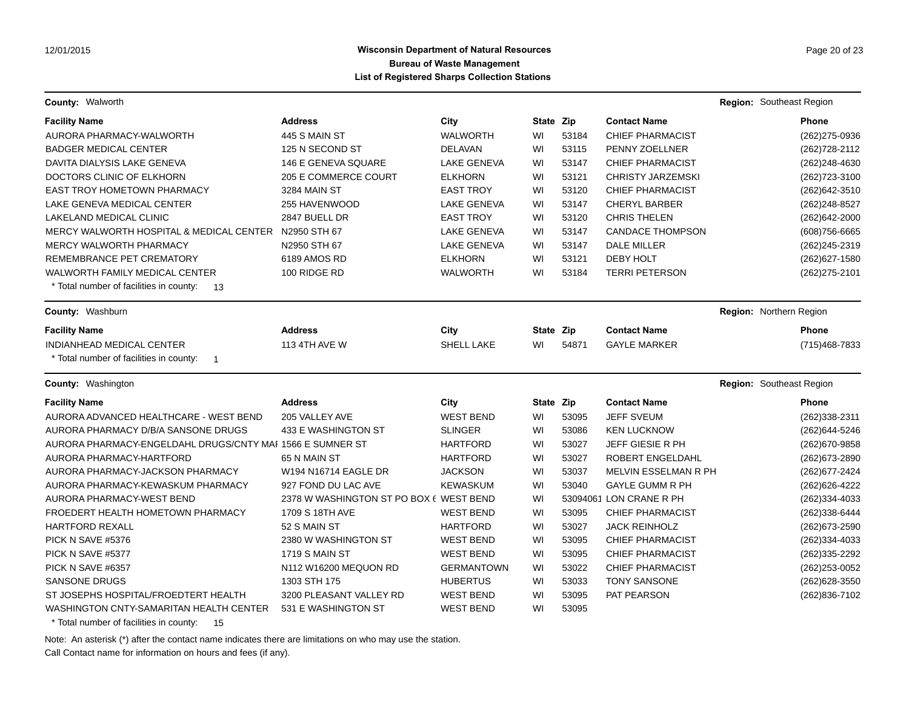**Wisconsin Department of Natural Resources**
**Bureau of Waste Management**
**List of Registered Sharps Collection Stations**

**County:** Walworth **Region:** Southeast Region

| Facility Name | Address | City | State | Zip | Contact Name | Phone |
|---|---|---|---|---|---|---|
| AURORA PHARMACY-WALWORTH | 445 S MAIN ST | WALWORTH | WI | 53184 | CHIEF PHARMACIST | (262)275-0936 |
| BADGER MEDICAL CENTER | 125 N SECOND ST | DELAVAN | WI | 53115 | PENNY ZOELLNER | (262)728-2112 |
| DAVITA DIALYSIS LAKE GENEVA | 146 E GENEVA SQUARE | LAKE GENEVA | WI | 53147 | CHIEF PHARMACIST | (262)248-4630 |
| DOCTORS CLINIC OF ELKHORN | 205 E COMMERCE COURT | ELKHORN | WI | 53121 | CHRISTY JARZEMSKI | (262)723-3100 |
| EAST TROY HOMETOWN PHARMACY | 3284 MAIN ST | EAST TROY | WI | 53120 | CHIEF PHARMACIST | (262)642-3510 |
| LAKE GENEVA MEDICAL CENTER | 255 HAVENWOOD | LAKE GENEVA | WI | 53147 | CHERYL BARBER | (262)248-8527 |
| LAKELAND MEDICAL CLINIC | 2847 BUELL DR | EAST TROY | WI | 53120 | CHRIS THELEN | (262)642-2000 |
| MERCY WALWORTH HOSPITAL & MEDICAL CENTER | N2950 STH 67 | LAKE GENEVA | WI | 53147 | CANDACE THOMPSON | (608)756-6665 |
| MERCY WALWORTH PHARMACY | N2950 STH 67 | LAKE GENEVA | WI | 53147 | DALE MILLER | (262)245-2319 |
| REMEMBRANCE PET CREMATORY | 6189 AMOS RD | ELKHORN | WI | 53121 | DEBY HOLT | (262)627-1580 |
| WALWORTH FAMILY MEDICAL CENTER | 100 RIDGE RD | WALWORTH | WI | 53184 | TERRI PETERSON | (262)275-2101 |

\* Total number of facilities in county: 13

**County:** Washburn **Region:** Northern Region

| Facility Name | Address | City | State | Zip | Contact Name | Phone |
|---|---|---|---|---|---|---|
| INDIANHEAD MEDICAL CENTER | 113 4TH AVE W | SHELL LAKE | WI | 54871 | GAYLE MARKER | (715)468-7833 |

\* Total number of facilities in county: 1

**County:** Washington **Region:** Southeast Region

| Facility Name | Address | City | State | Zip | Contact Name | Phone |
|---|---|---|---|---|---|---|
| AURORA ADVANCED HEALTHCARE - WEST BEND | 205 VALLEY AVE | WEST BEND | WI | 53095 | JEFF SVEUM | (262)338-2311 |
| AURORA PHARMACY D/B/A SANSONE DRUGS | 433 E WASHINGTON ST | SLINGER | WI | 53086 | KEN LUCKNOW | (262)644-5246 |
| AURORA PHARMACY-ENGELDAHL DRUGS/CNTY MAI | 1566 E SUMNER ST | HARTFORD | WI | 53027 | JEFF GIESIE R PH | (262)670-9858 |
| AURORA PHARMACY-HARTFORD | 65 N MAIN ST | HARTFORD | WI | 53027 | ROBERT ENGELDAHL | (262)673-2890 |
| AURORA PHARMACY-JACKSON PHARMACY | W194 N16714 EAGLE DR | JACKSON | WI | 53037 | MELVIN ESSELMAN R PH | (262)677-2424 |
| AURORA PHARMACY-KEWASKUM PHARMACY | 927 FOND DU LAC AVE | KEWASKUM | WI | 53040 | GAYLE GUMM R PH | (262)626-4222 |
| AURORA PHARMACY-WEST BEND | 2378 W WASHINGTON ST PO BOX 6 | WEST BEND | WI | 53094061 | LON CRANE R PH | (262)334-4033 |
| FROEDERT HEALTH HOMETOWN PHARMACY | 1709 S 18TH AVE | WEST BEND | WI | 53095 | CHIEF PHARMACIST | (262)338-6444 |
| HARTFORD REXALL | 52 S MAIN ST | HARTFORD | WI | 53027 | JACK REINHOLZ | (262)673-2590 |
| PICK N SAVE #5376 | 2380 W WASHINGTON ST | WEST BEND | WI | 53095 | CHIEF PHARMACIST | (262)334-4033 |
| PICK N SAVE #5377 | 1719 S MAIN ST | WEST BEND | WI | 53095 | CHIEF PHARMACIST | (262)335-2292 |
| PICK N SAVE #6357 | N112 W16200 MEQUON RD | GERMANTOWN | WI | 53022 | CHIEF PHARMACIST | (262)253-0052 |
| SANSONE DRUGS | 1303 STH 175 | HUBERTUS | WI | 53033 | TONY SANSONE | (262)628-3550 |
| ST JOSEPHS HOSPITAL/FROEDTERT HEALTH | 3200 PLEASANT VALLEY RD | WEST BEND | WI | 53095 | PAT PEARSON | (262)836-7102 |
| WASHINGTON CNTY-SAMARITAN HEALTH CENTER | 531 E WASHINGTON ST | WEST BEND | WI | 53095 | | |

\* Total number of facilities in county: 15

Note: An asterisk (*) after the contact name indicates there are limitations on who may use the station.
Call Contact name for information on hours and fees (if any).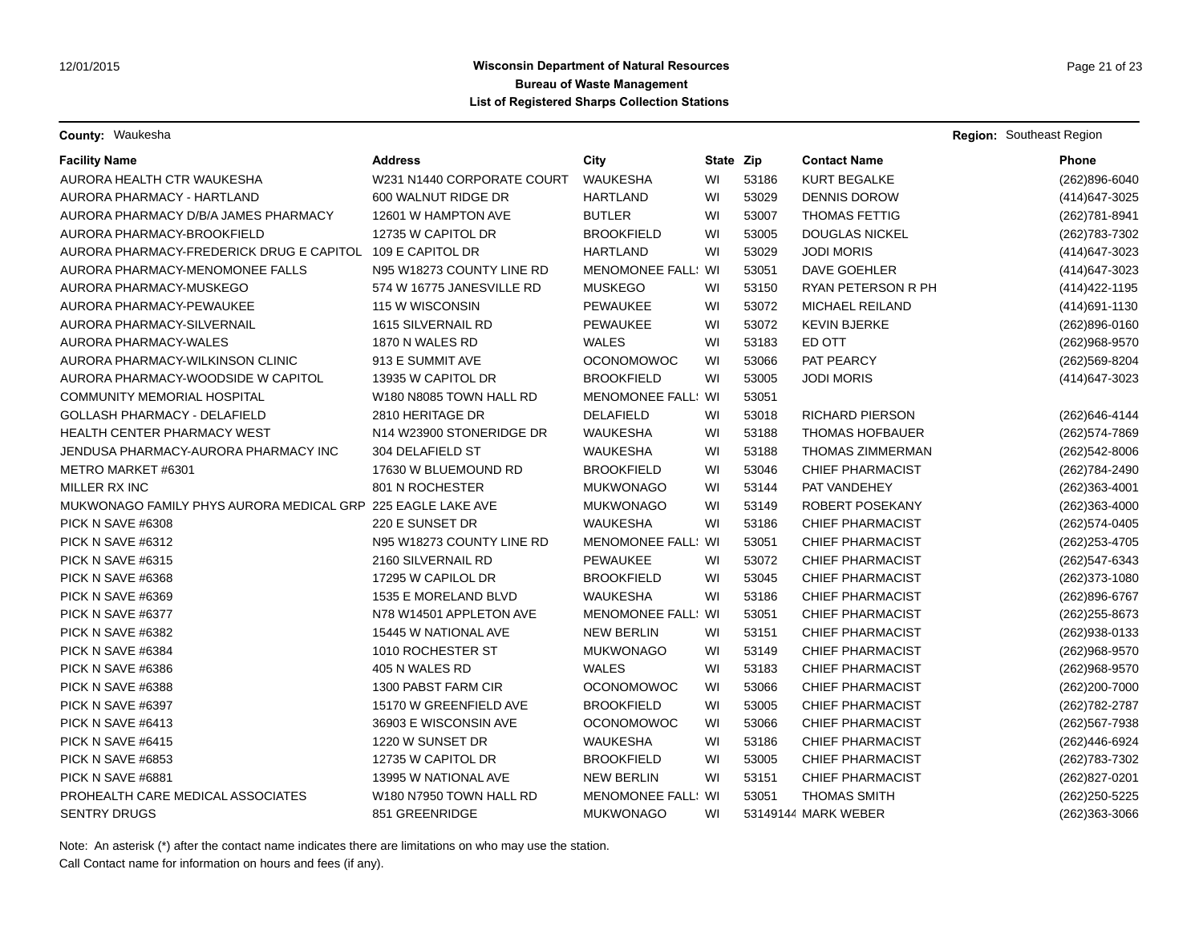**Wisconsin Department of Natural Resources**
**Bureau of Waste Management**
**List of Registered Sharps Collection Stations**

12/01/2015

**County:** Waukesha **Region:** Southeast Region

| Facility Name | Address | City | State | Zip | Contact Name | Phone |
|---|---|---|---|---|---|---|
| AURORA HEALTH CTR WAUKESHA | W231 N1440 CORPORATE COURT | WAUKESHA | WI | 53186 | KURT BEGALKE | (262)896-6040 |
| AURORA PHARMACY - HARTLAND | 600 WALNUT RIDGE DR | HARTLAND | WI | 53029 | DENNIS DOROW | (414)647-3025 |
| AURORA PHARMACY D/B/A JAMES PHARMACY | 12601 W HAMPTON AVE | BUTLER | WI | 53007 | THOMAS FETTIG | (262)781-8941 |
| AURORA PHARMACY-BROOKFIELD | 12735 W CAPITOL DR | BROOKFIELD | WI | 53005 | DOUGLAS NICKEL | (262)783-7302 |
| AURORA PHARMACY-FREDERICK DRUG E CAPITOL | 109 E CAPITOL DR | HARTLAND | WI | 53029 | JODI MORIS | (414)647-3023 |
| AURORA PHARMACY-MENOMONEE FALLS | N95 W18273 COUNTY LINE RD | MENOMONEE FALLS | WI | 53051 | DAVE GOEHLER | (414)647-3023 |
| AURORA PHARMACY-MUSKEGO | 574 W 16775 JANESVILLE RD | MUSKEGO | WI | 53150 | RYAN PETERSON R PH | (414)422-1195 |
| AURORA PHARMACY-PEWAUKEE | 115 W WISCONSIN | PEWAUKEE | WI | 53072 | MICHAEL REILAND | (414)691-1130 |
| AURORA PHARMACY-SILVERNAIL | 1615 SILVERNAIL RD | PEWAUKEE | WI | 53072 | KEVIN BJERKE | (262)896-0160 |
| AURORA PHARMACY-WALES | 1870 N WALES RD | WALES | WI | 53183 | ED OTT | (262)968-9570 |
| AURORA PHARMACY-WILKINSON CLINIC | 913 E SUMMIT AVE | OCONOMOWOC | WI | 53066 | PAT PEARCY | (262)569-8204 |
| AURORA PHARMACY-WOODSIDE W CAPITOL | 13935 W CAPITOL DR | BROOKFIELD | WI | 53005 | JODI MORIS | (414)647-3023 |
| COMMUNITY MEMORIAL HOSPITAL | W180 N8085 TOWN HALL RD | MENOMONEE FALLS | WI | 53051 | | |
| GOLLASH PHARMACY - DELAFIELD | 2810 HERITAGE DR | DELAFIELD | WI | 53018 | RICHARD PIERSON | (262)646-4144 |
| HEALTH CENTER PHARMACY WEST | N14 W23900 STONERIDGE DR | WAUKESHA | WI | 53188 | THOMAS HOFBAUER | (262)574-7869 |
| JENDUSA PHARMACY-AURORA PHARMACY INC | 304 DELAFIELD ST | WAUKESHA | WI | 53188 | THOMAS ZIMMERMAN | (262)542-8006 |
| METRO MARKET #6301 | 17630 W BLUEMOUND RD | BROOKFIELD | WI | 53046 | CHIEF PHARMACIST | (262)784-2490 |
| MILLER RX INC | 801 N ROCHESTER | MUKWONAGO | WI | 53144 | PAT VANDEHEY | (262)363-4001 |
| MUKWONAGO FAMILY PHYS AURORA MEDICAL GRP | 225 EAGLE LAKE AVE | MUKWONAGO | WI | 53149 | ROBERT POSEKANY | (262)363-4000 |
| PICK N SAVE #6308 | 220 E SUNSET DR | WAUKESHA | WI | 53186 | CHIEF PHARMACIST | (262)574-0405 |
| PICK N SAVE #6312 | N95 W18273 COUNTY LINE RD | MENOMONEE FALLS | WI | 53051 | CHIEF PHARMACIST | (262)253-4705 |
| PICK N SAVE #6315 | 2160 SILVERNAIL RD | PEWAUKEE | WI | 53072 | CHIEF PHARMACIST | (262)547-6343 |
| PICK N SAVE #6368 | 17295 W CAPILOL DR | BROOKFIELD | WI | 53045 | CHIEF PHARMACIST | (262)373-1080 |
| PICK N SAVE #6369 | 1535 E MORELAND BLVD | WAUKESHA | WI | 53186 | CHIEF PHARMACIST | (262)896-6767 |
| PICK N SAVE #6377 | N78 W14501 APPLETON AVE | MENOMONEE FALLS | WI | 53051 | CHIEF PHARMACIST | (262)255-8673 |
| PICK N SAVE #6382 | 15445 W NATIONAL AVE | NEW BERLIN | WI | 53151 | CHIEF PHARMACIST | (262)938-0133 |
| PICK N SAVE #6384 | 1010 ROCHESTER ST | MUKWONAGO | WI | 53149 | CHIEF PHARMACIST | (262)968-9570 |
| PICK N SAVE #6386 | 405 N WALES RD | WALES | WI | 53183 | CHIEF PHARMACIST | (262)968-9570 |
| PICK N SAVE #6388 | 1300 PABST FARM CIR | OCONOMOWOC | WI | 53066 | CHIEF PHARMACIST | (262)200-7000 |
| PICK N SAVE #6397 | 15170 W GREENFIELD AVE | BROOKFIELD | WI | 53005 | CHIEF PHARMACIST | (262)782-2787 |
| PICK N SAVE #6413 | 36903 E WISCONSIN AVE | OCONOMOWOC | WI | 53066 | CHIEF PHARMACIST | (262)567-7938 |
| PICK N SAVE #6415 | 1220 W SUNSET DR | WAUKESHA | WI | 53186 | CHIEF PHARMACIST | (262)446-6924 |
| PICK N SAVE #6853 | 12735 W CAPITOL DR | BROOKFIELD | WI | 53005 | CHIEF PHARMACIST | (262)783-7302 |
| PICK N SAVE #6881 | 13995 W NATIONAL AVE | NEW BERLIN | WI | 53151 | CHIEF PHARMACIST | (262)827-0201 |
| PROHEALTH CARE MEDICAL ASSOCIATES | W180 N7950 TOWN HALL RD | MENOMONEE FALLS | WI | 53051 | THOMAS SMITH | (262)250-5225 |
| SENTRY DRUGS | 851 GREENRIDGE | MUKWONAGO | WI | 53149144 | MARK WEBER | (262)363-3066 |

Note: An asterisk (*) after the contact name indicates there are limitations on who may use the station.
Call Contact name for information on hours and fees (if any).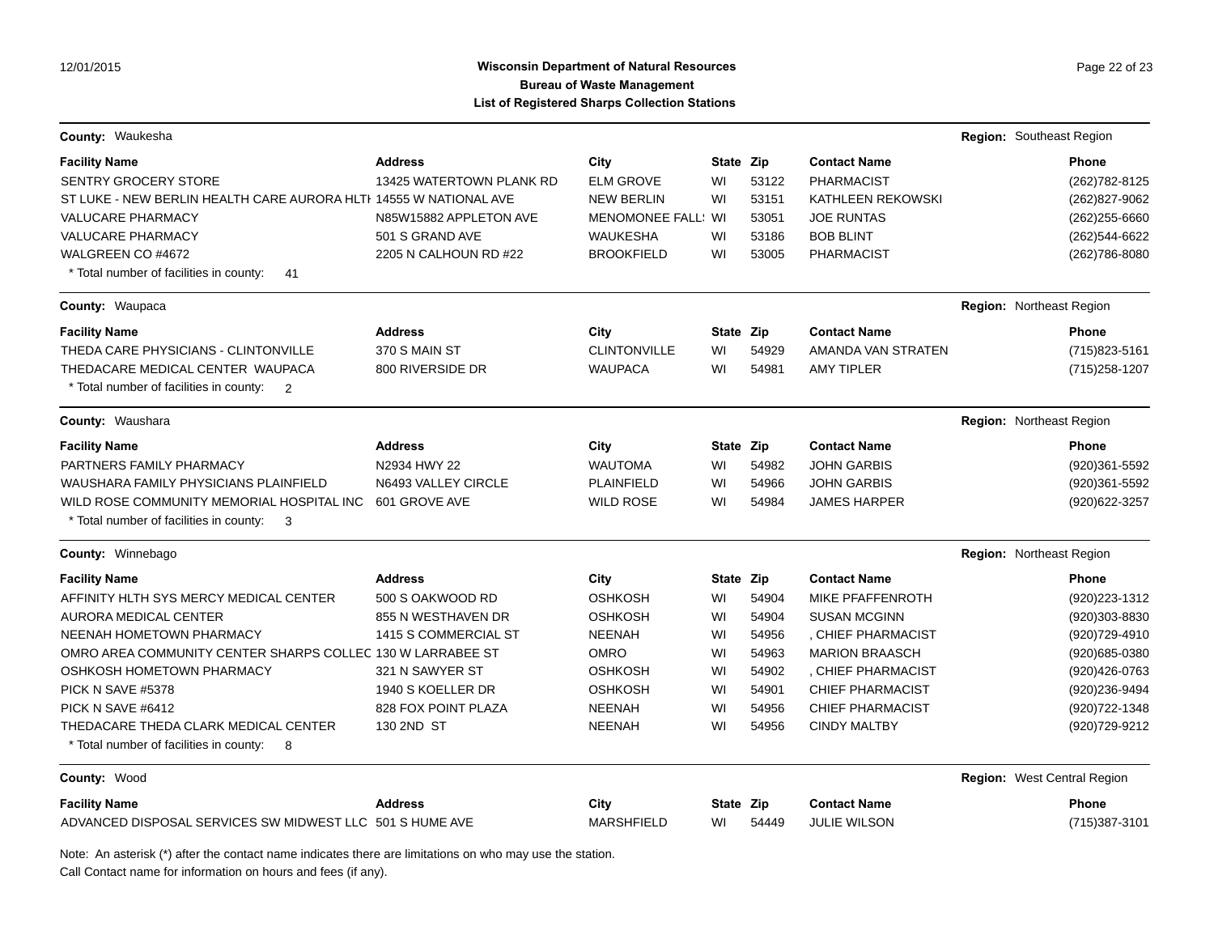**Wisconsin Department of Natural Resources**
**Bureau of Waste Management**
**List of Registered Sharps Collection Stations**

**County:** Waukesha — **Region:** Southeast Region

| Facility Name | Address | City | State | Zip | Contact Name | Phone |
|---|---|---|---|---|---|---|
| SENTRY GROCERY STORE | 13425 WATERTOWN PLANK RD | ELM GROVE | WI | 53122 | PHARMACIST | (262)782-8125 |
| ST LUKE - NEW BERLIN HEALTH CARE AURORA HLTH | 14555 W NATIONAL AVE | NEW BERLIN | WI | 53151 | KATHLEEN REKOWSKI | (262)827-9062 |
| VALUCARE PHARMACY | N85W15882 APPLETON AVE | MENOMONEE FALLS | WI | 53051 | JOE RUNTAS | (262)255-6660 |
| VALUCARE PHARMACY | 501 S GRAND AVE | WAUKESHA | WI | 53186 | BOB BLINT | (262)544-6622 |
| WALGREEN CO #4672 | 2205 N CALHOUN RD #22 | BROOKFIELD | WI | 53005 | PHARMACIST | (262)786-8080 |

\* Total number of facilities in county: 41

**County:** Waupaca — **Region:** Northeast Region

| Facility Name | Address | City | State | Zip | Contact Name | Phone |
|---|---|---|---|---|---|---|
| THEDA CARE PHYSICIANS - CLINTONVILLE | 370 S MAIN ST | CLINTONVILLE | WI | 54929 | AMANDA VAN STRATEN | (715)823-5161 |
| THEDACARE MEDICAL CENTER WAUPACA | 800 RIVERSIDE DR | WAUPACA | WI | 54981 | AMY TIPLER | (715)258-1207 |

\* Total number of facilities in county: 2

**County:** Waushara — **Region:** Northeast Region

| Facility Name | Address | City | State | Zip | Contact Name | Phone |
|---|---|---|---|---|---|---|
| PARTNERS FAMILY PHARMACY | N2934 HWY 22 | WAUTOMA | WI | 54982 | JOHN GARBIS | (920)361-5592 |
| WAUSHARA FAMILY PHYSICIANS PLAINFIELD | N6493 VALLEY CIRCLE | PLAINFIELD | WI | 54966 | JOHN GARBIS | (920)361-5592 |
| WILD ROSE COMMUNITY MEMORIAL HOSPITAL INC | 601 GROVE AVE | WILD ROSE | WI | 54984 | JAMES HARPER | (920)622-3257 |

\* Total number of facilities in county: 3

**County:** Winnebago — **Region:** Northeast Region

| Facility Name | Address | City | State | Zip | Contact Name | Phone |
|---|---|---|---|---|---|---|
| AFFINITY HLTH SYS MERCY MEDICAL CENTER | 500 S OAKWOOD RD | OSHKOSH | WI | 54904 | MIKE PFAFFENROTH | (920)223-1312 |
| AURORA MEDICAL CENTER | 855 N WESTHAVEN DR | OSHKOSH | WI | 54904 | SUSAN MCGINN | (920)303-8830 |
| NEENAH HOMETOWN PHARMACY | 1415 S COMMERCIAL ST | NEENAH | WI | 54956 | , CHIEF PHARMACIST | (920)729-4910 |
| OMRO AREA COMMUNITY CENTER SHARPS COLLEC | 130 W LARRABEE ST | OMRO | WI | 54963 | MARION BRAASCH | (920)685-0380 |
| OSHKOSH HOMETOWN PHARMACY | 321 N SAWYER ST | OSHKOSH | WI | 54902 | , CHIEF PHARMACIST | (920)426-0763 |
| PICK N SAVE #5378 | 1940 S KOELLER DR | OSHKOSH | WI | 54901 | CHIEF PHARMACIST | (920)236-9494 |
| PICK N SAVE #6412 | 828 FOX POINT PLAZA | NEENAH | WI | 54956 | CHIEF PHARMACIST | (920)722-1348 |
| THEDACARE THEDA CLARK MEDICAL CENTER | 130 2ND ST | NEENAH | WI | 54956 | CINDY MALTBY | (920)729-9212 |

\* Total number of facilities in county: 8

**County:** Wood — **Region:** West Central Region

| Facility Name | Address | City | State | Zip | Contact Name | Phone |
|---|---|---|---|---|---|---|
| ADVANCED DISPOSAL SERVICES SW MIDWEST LLC | 501 S HUME AVE | MARSHFIELD | WI | 54449 | JULIE WILSON | (715)387-3101 |

Note: An asterisk (*) after the contact name indicates there are limitations on who may use the station.
Call Contact name for information on hours and fees (if any).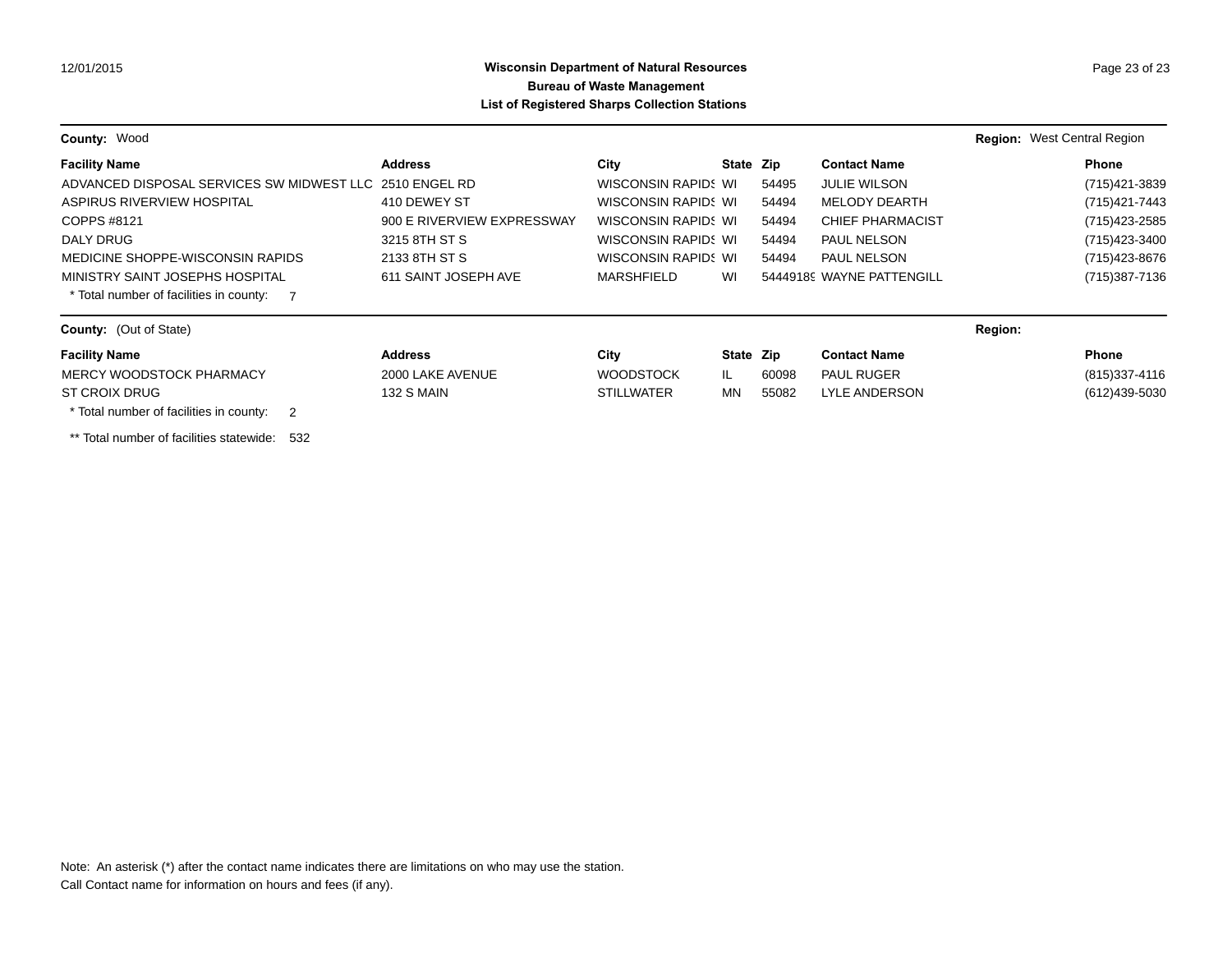**County:** Wood **Region:** West Central Region

| Facility Name | Address | City | State | Zip | Contact Name | Phone |
|---|---|---|---|---|---|---|
| ADVANCED DISPOSAL SERVICES SW MIDWEST LLC | 2510 ENGEL RD | WISCONSIN RAPIDS | WI | 54495 | JULIE WILSON | (715)421-3839 |
| ASPIRUS RIVERVIEW HOSPITAL | 410 DEWEY ST | WISCONSIN RAPIDS | WI | 54494 | MELODY DEARTH | (715)421-7443 |
| COPPS #8121 | 900 E RIVERVIEW EXPRESSWAY | WISCONSIN RAPIDS | WI | 54494 | CHIEF PHARMACIST | (715)423-2585 |
| DALY DRUG | 3215 8TH ST S | WISCONSIN RAPIDS | WI | 54494 | PAUL NELSON | (715)423-3400 |
| MEDICINE SHOPPE-WISCONSIN RAPIDS | 2133 8TH ST S | WISCONSIN RAPIDS | WI | 54494 | PAUL NELSON | (715)423-8676 |
| MINISTRY SAINT JOSEPHS HOSPITAL | 611 SAINT JOSEPH AVE | MARSHFIELD | WI | 54449189 | WAYNE PATTENGILL | (715)387-7136 |

\* Total number of facilities in county: 7

**County:** (Out of State) **Region:**

| Facility Name | Address | City | State | Zip | Contact Name | Phone |
|---|---|---|---|---|---|---|
| MERCY WOODSTOCK PHARMACY | 2000 LAKE AVENUE | WOODSTOCK | IL | 60098 | PAUL RUGER | (815)337-4116 |
| ST CROIX DRUG | 132 S MAIN | STILLWATER | MN | 55082 | LYLE ANDERSON | (612)439-5030 |

\* Total number of facilities in county: 2

\*\* Total number of facilities statewide: 532

Note: An asterisk (*) after the contact name indicates there are limitations on who may use the station.
Call Contact name for information on hours and fees (if any).